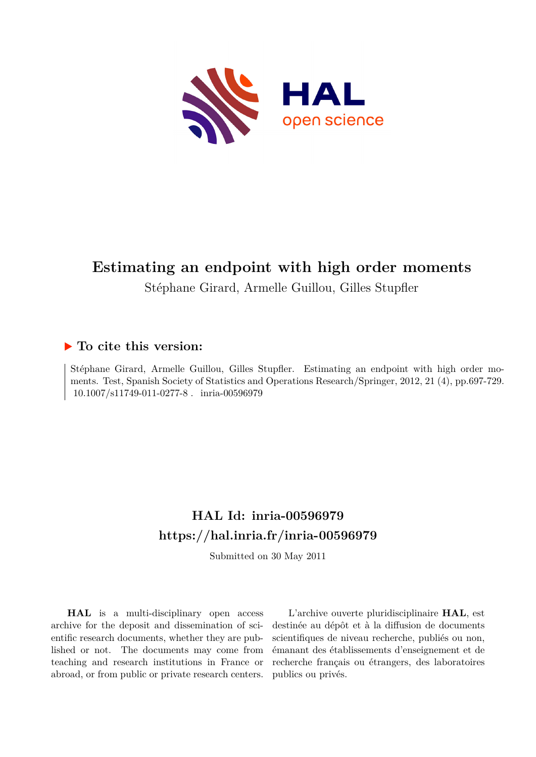# Estimating an endpoint with high order moments

Stéphane Girard, Armelle Guillou, Gilles Stupfler

## ▶ To cite this version:

Stéphane Girard, Armelle Guillou, Gilles Stupfler. Estimating an endpoint with high order moments. Test, Spanish Society of Statistics and Operations Research/Springer, 2012, 21 (4), pp.697-729. 10.1007/s11749-011-0277-8 . inria-00596979

## HAL Id: inria-00596979

## https://hal.inria.fr/inria-00596979

Submitted on 30 May 2011

**HAL** is a multi-disciplinary open access archive for the deposit and dissemination of scientific research documents, whether they are published or not. The documents may come from teaching and research institutions in France or abroad, or from public or private research centers.

L'archive ouverte pluridisciplinaire **HAL**, est destinée au dépôt et à la diffusion de documents scientifiques de niveau recherche, publiés ou non, émanant des établissements d'enseignement et de recherche français ou étrangers, des laboratoires publics ou privés.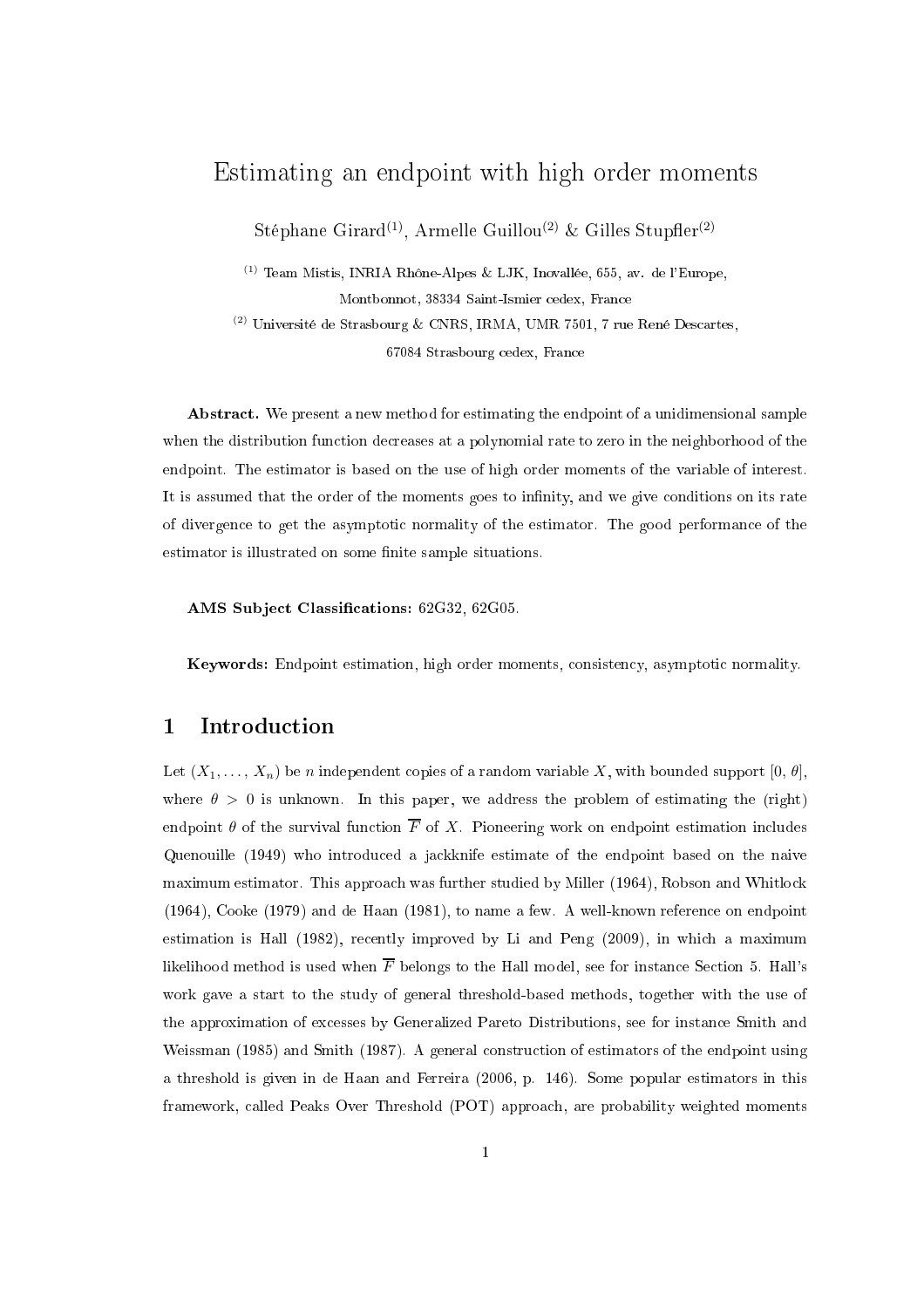# Estimating an endpoint with high order moments

Stéphane Girard[(1)], Armelle Guillou[(2)] & Gilles Stupfler[(2)]

[(1)] Team Mistis, INRIA Rhône-Alpes & LJK, Inovallée, 655, av. de l'Europe, Montbonnot, 38334 Saint-Ismier cedex, France

[(2)] Université de Strasbourg & CNRS, IRMA, UMR 7501, 7 rue René Descartes, 67084 Strasbourg cedex, France

**Abstract.** We present a new method for estimating the endpoint of a unidimensional sample when the distribution function decreases at a polynomial rate to zero in the neighborhood of the endpoint. The estimator is based on the use of high order moments of the variable of interest. It is assumed that the order of the moments goes to infinity, and we give conditions on its rate of divergence to get the asymptotic normality of the estimator. The good performance of the estimator is illustrated on some finite sample situations.

**AMS Subject Classifications:** 62G32, 62G05.

**Keywords:** Endpoint estimation, high order moments, consistency, asymptotic normality.

## 1 Introduction

Let $(X_1, \ldots, X_n)$ be $n$ independent copies of a random variable $X$, with bounded support $[0, \theta]$, where $\theta > 0$ is unknown. In this paper, we address the problem of estimating the (right) endpoint $\theta$ of the survival function $\overline{F}$ of $X$. Pioneering work on endpoint estimation includes Quenouille (1949) who introduced a jackknife estimate of the endpoint based on the naive maximum estimator. This approach was further studied by Miller (1964), Robson and Whitlock (1964), Cooke (1979) and de Haan (1981), to name a few. A well-known reference on endpoint estimation is Hall (1982), recently improved by Li and Peng (2009), in which a maximum likelihood method is used when $\overline{F}$ belongs to the Hall model, see for instance Section 5. Hall's work gave a start to the study of general threshold-based methods, together with the use of the approximation of excesses by Generalized Pareto Distributions, see for instance Smith and Weissman (1985) and Smith (1987). A general construction of estimators of the endpoint using a threshold is given in de Haan and Ferreira (2006, p. 146). Some popular estimators in this framework, called Peaks Over Threshold (POT) approach, are probability weighted moments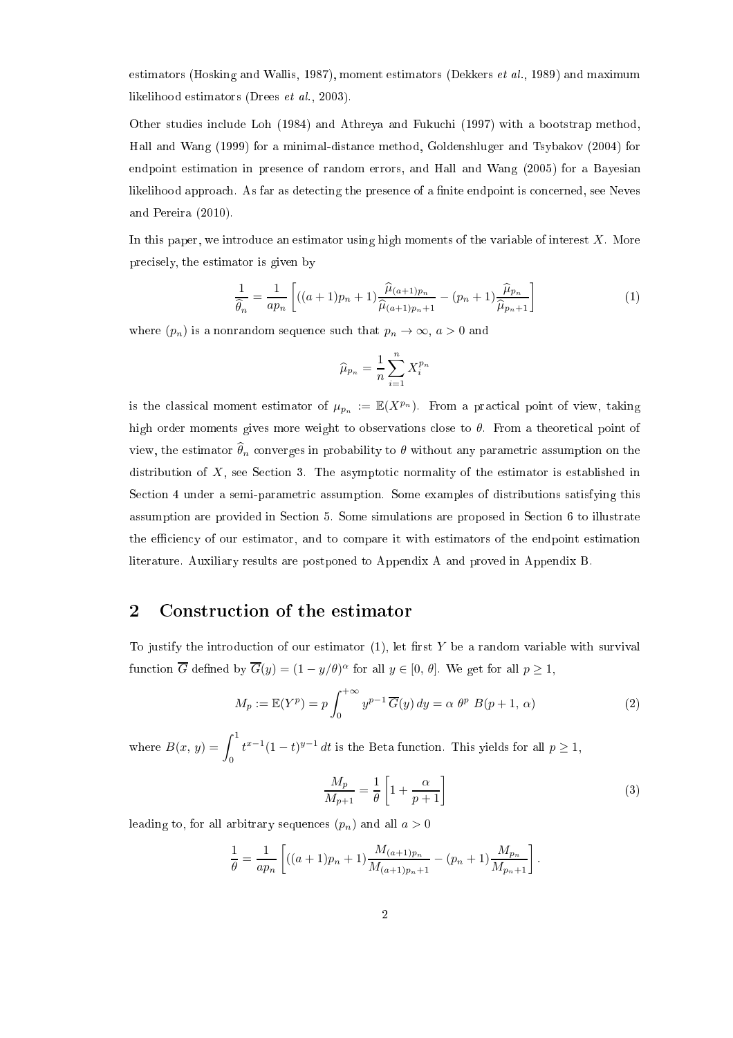estimators (Hosking and Wallis, 1987), moment estimators (Dekkers *et al.*, 1989) and maximum likelihood estimators (Drees *et al.*, 2003).

Other studies include Loh (1984) and Athreya and Fukuchi (1997) with a bootstrap method, Hall and Wang (1999) for a minimal-distance method, Goldenshluger and Tsybakov (2004) for endpoint estimation in presence of random errors, and Hall and Wang (2005) for a Bayesian likelihood approach. As far as detecting the presence of a finite endpoint is concerned, see Neves and Pereira (2010).

In this paper, we introduce an estimator using high moments of the variable of interest $X$. More precisely, the estimator is given by

$$\frac{1}{\widehat{\theta}_n} = \frac{1}{ap_n}\left[((a+1)p_n+1)\frac{\widehat{\mu}_{(a+1)p_n}}{\widehat{\mu}_{(a+1)p_n+1}} - (p_n+1)\frac{\widehat{\mu}_{p_n}}{\widehat{\mu}_{p_n+1}}\right] \tag{1}$$

where $(p_n)$ is a nonrandom sequence such that $p_n \to \infty$, $a > 0$ and

$$\widehat{\mu}_{p_n} = \frac{1}{n}\sum_{i=1}^{n} X_i^{p_n}$$

is the classical moment estimator of $\mu_{p_n} := \mathbb{E}(X^{p_n})$. From a practical point of view, taking high order moments gives more weight to observations close to $\theta$. From a theoretical point of view, the estimator $\widehat{\theta}_n$ converges in probability to $\theta$ without any parametric assumption on the distribution of $X$, see Section 3. The asymptotic normality of the estimator is established in Section 4 under a semi-parametric assumption. Some examples of distributions satisfying this assumption are provided in Section 5. Some simulations are proposed in Section 6 to illustrate the efficiency of our estimator, and to compare it with estimators of the endpoint estimation literature. Auxiliary results are postponed to Appendix A and proved in Appendix B.

## 2 Construction of the estimator

To justify the introduction of our estimator (1), let first $Y$ be a random variable with survival function $\overline{G}$ defined by $\overline{G}(y) = (1 - y/\theta)^{\alpha}$ for all $y \in [0,\, \theta]$. We get for all $p \geq 1$,

$$M_p := \mathbb{E}(Y^p) = p\int_0^{+\infty} y^{p-1}\,\overline{G}(y)\,dy = \alpha\ \theta^p\ B(p+1,\,\alpha) \tag{2}$$

where $B(x,\,y) = \displaystyle\int_0^1 t^{x-1}(1-t)^{y-1}\,dt$ is the Beta function. This yields for all $p \geq 1$,

$$\frac{M_p}{M_{p+1}} = \frac{1}{\theta}\left[1 + \frac{\alpha}{p+1}\right] \tag{3}$$

leading to, for all arbitrary sequences $(p_n)$ and all $a > 0$

$$\frac{1}{\theta} = \frac{1}{ap_n}\left[((a+1)p_n+1)\frac{M_{(a+1)p_n}}{M_{(a+1)p_n+1}} - (p_n+1)\frac{M_{p_n}}{M_{p_n+1}}\right].$$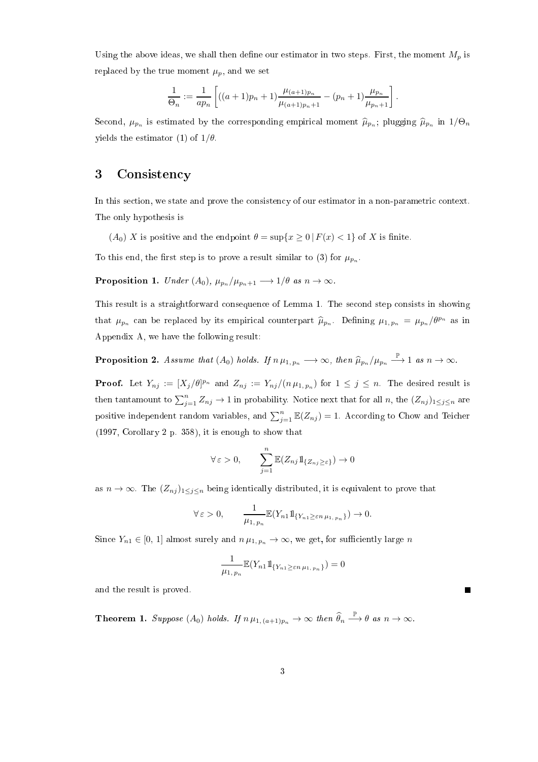Using the above ideas, we shall then define our estimator in two steps. First, the moment $M_p$ is replaced by the true moment $\mu_p$, and we set

$$\frac{1}{\Theta_n} := \frac{1}{ap_n}\left[((a+1)p_n+1)\frac{\mu_{(a+1)p_n}}{\mu_{(a+1)p_n+1}} - (p_n+1)\frac{\mu_{p_n}}{\mu_{p_n+1}}\right].$$

Second, $\mu_{p_n}$ is estimated by the corresponding empirical moment $\widehat{\mu}_{p_n}$; plugging $\widehat{\mu}_{p_n}$ in $1/\Theta_n$ yields the estimator (1) of $1/\theta$.

# 3 Consistency

In this section, we state and prove the consistency of our estimator in a non-parametric context. The only hypothesis is

$(A_0)$ $X$ is positive and the endpoint $\theta = \sup\{x \geq 0 \,|\, F(x) < 1\}$ of $X$ is finite.

To this end, the first step is to prove a result similar to (3) for $\mu_{p_n}$.

**Proposition 1.** *Under $(A_0)$, $\mu_{p_n}/\mu_{p_n+1} \longrightarrow 1/\theta$ as $n \to \infty$.*

This result is a straightforward consequence of Lemma 1. The second step consists in showing that $\mu_{p_n}$ can be replaced by its empirical counterpart $\widehat{\mu}_{p_n}$. Defining $\mu_{1,\,p_n} = \mu_{p_n}/\theta^{p_n}$ as in Appendix A, we have the following result:

**Proposition 2.** *Assume that $(A_0)$ holds. If $n\,\mu_{1,\,p_n} \longrightarrow \infty$, then $\widehat{\mu}_{p_n}/\mu_{p_n} \xrightarrow{\mathbb{P}} 1$ as $n \to \infty$.*

**Proof.** Let $Y_{nj} := [X_j/\theta]^{p_n}$ and $Z_{nj} := Y_{nj}/(n\,\mu_{1,\,p_n})$ for $1 \leq j \leq n$. The desired result is then tantamount to $\sum_{j=1}^{n} Z_{nj} \to 1$ in probability. Notice next that for all $n$, the $(Z_{nj})_{1\leq j\leq n}$ are positive independent random variables, and $\sum_{j=1}^{n}\mathbb{E}(Z_{nj}) = 1$. According to Chow and Teicher (1997, Corollary 2 p. 358), it is enough to show that

$$\forall\,\varepsilon > 0, \qquad \sum_{j=1}^{n}\mathbb{E}(Z_{nj}\mathbb{1}_{\{Z_{nj}\geq\varepsilon\}}) \to 0$$

as $n \to \infty$. The $(Z_{nj})_{1\leq j\leq n}$ being identically distributed, it is equivalent to prove that

$$\forall\,\varepsilon > 0, \qquad \frac{1}{\mu_{1,\,p_n}}\mathbb{E}(Y_{n1}\mathbb{1}_{\{Y_{n1}\geq\varepsilon n\,\mu_{1,\,p_n}\}}) \to 0.$$

Since $Y_{n1} \in [0,\,1]$ almost surely and $n\,\mu_{1,\,p_n} \to \infty$, we get, for sufficiently large $n$

$$\frac{1}{\mu_{1,\,p_n}}\mathbb{E}(Y_{n1}\mathbb{1}_{\{Y_{n1}\geq\varepsilon n\,\mu_{1,\,p_n}\}}) = 0$$

and the result is proved. ■

**Theorem 1.** *Suppose $(A_0)$ holds. If $n\,\mu_{1,\,(a+1)p_n} \to \infty$ then $\widehat{\theta}_n \xrightarrow{\mathbb{P}} \theta$ as $n \to \infty$.*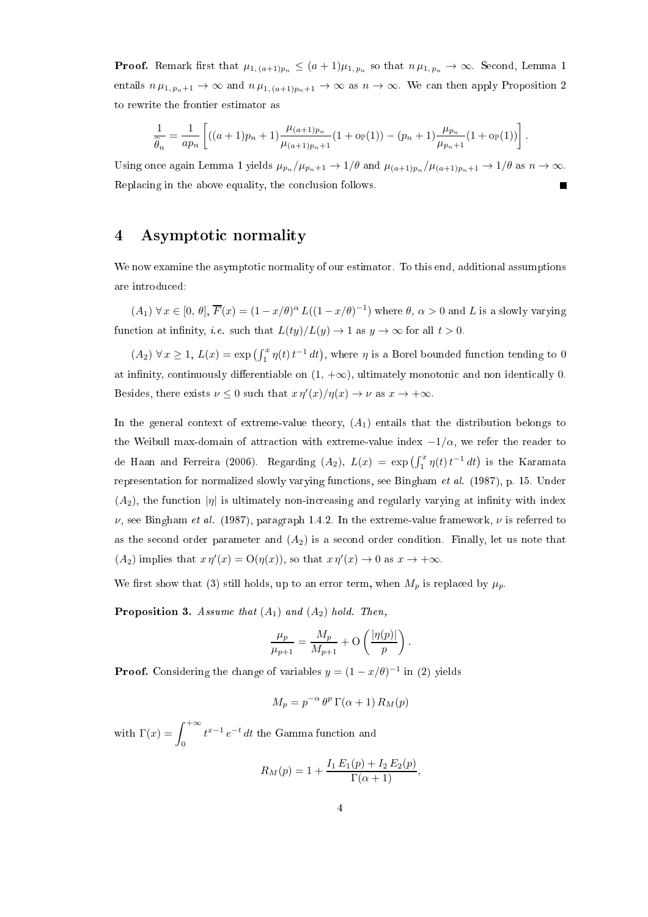**Proof.** Remark first that $\mu_{1,(a+1)p_n} \leq (a+1)\mu_{1,p_n}$ so that $n\,\mu_{1,p_n} \to \infty$. Second, Lemma 1 entails $n\,\mu_{1,p_n+1} \to \infty$ and $n\,\mu_{1,(a+1)p_n+1} \to \infty$ as $n \to \infty$. We can then apply Proposition 2 to rewrite the frontier estimator as

$$\frac{1}{\widehat{\theta}_n} = \frac{1}{ap_n}\left[((a+1)p_n+1)\frac{\mu_{(a+1)p_n}}{\mu_{(a+1)p_n+1}}(1+\mathrm{o}_{\mathbb{P}}(1)) - (p_n+1)\frac{\mu_{p_n}}{\mu_{p_n+1}}(1+\mathrm{o}_{\mathbb{P}}(1))\right].$$

Using once again Lemma 1 yields $\mu_{p_n}/\mu_{p_n+1} \to 1/\theta$ and $\mu_{(a+1)p_n}/\mu_{(a+1)p_n+1} \to 1/\theta$ as $n \to \infty$. Replacing in the above equality, the conclusion follows. ■

## 4 Asymptotic normality

We now examine the asymptotic normality of our estimator. To this end, additional assumptions are introduced:

$(A_1)$ $\forall\, x \in [0,\,\theta]$, $\overline{F}(x) = (1-x/\theta)^{\alpha}\,L((1-x/\theta)^{-1})$ where $\theta,\,\alpha > 0$ and $L$ is a slowly varying function at infinity, *i.e.* such that $L(ty)/L(y) \to 1$ as $y \to \infty$ for all $t > 0$.

$(A_2)$ $\forall\, x \geq 1$, $L(x) = \exp\left(\int_1^x \eta(t)\,t^{-1}\,dt\right)$, where $\eta$ is a Borel bounded function tending to 0 at infinity, continuously differentiable on $(1,\,+\infty)$, ultimately monotonic and non identically 0. Besides, there exists $\nu \leq 0$ such that $x\,\eta'(x)/\eta(x) \to \nu$ as $x \to +\infty$.

In the general context of extreme-value theory, $(A_1)$ entails that the distribution belongs to the Weibull max-domain of attraction with extreme-value index $-1/\alpha$, we refer the reader to de Haan and Ferreira (2006). Regarding $(A_2)$, $L(x) = \exp\left(\int_1^x \eta(t)\,t^{-1}\,dt\right)$ is the Karamata representation for normalized slowly varying functions, see Bingham *et al.* (1987), p. 15. Under $(A_2)$, the function $|\eta|$ is ultimately non-increasing and regularly varying at infinity with index $\nu$, see Bingham *et al.* (1987), paragraph 1.4.2. In the extreme-value framework, $\nu$ is referred to as the second order parameter and $(A_2)$ is a second order condition. Finally, let us note that $(A_2)$ implies that $x\,\eta'(x) = \mathrm{O}(\eta(x))$, so that $x\,\eta'(x) \to 0$ as $x \to +\infty$.

We first show that (3) still holds, up to an error term, when $M_p$ is replaced by $\mu_p$.

**Proposition 3.** *Assume that $(A_1)$ and $(A_2)$ hold. Then,*

$$\frac{\mu_p}{\mu_{p+1}} = \frac{M_p}{M_{p+1}} + \mathrm{O}\left(\frac{|\eta(p)|}{p}\right).$$

**Proof.** Considering the change of variables $y = (1-x/\theta)^{-1}$ in (2) yields

$$M_p = p^{-\alpha}\,\theta^p\,\Gamma(\alpha+1)\,R_M(p)$$

with $\Gamma(x) = \displaystyle\int_0^{+\infty} t^{x-1}\,e^{-t}\,dt$ the Gamma function and

$$R_M(p) = 1 + \frac{I_1\,E_1(p) + I_2\,E_2(p)}{\Gamma(\alpha+1)},$$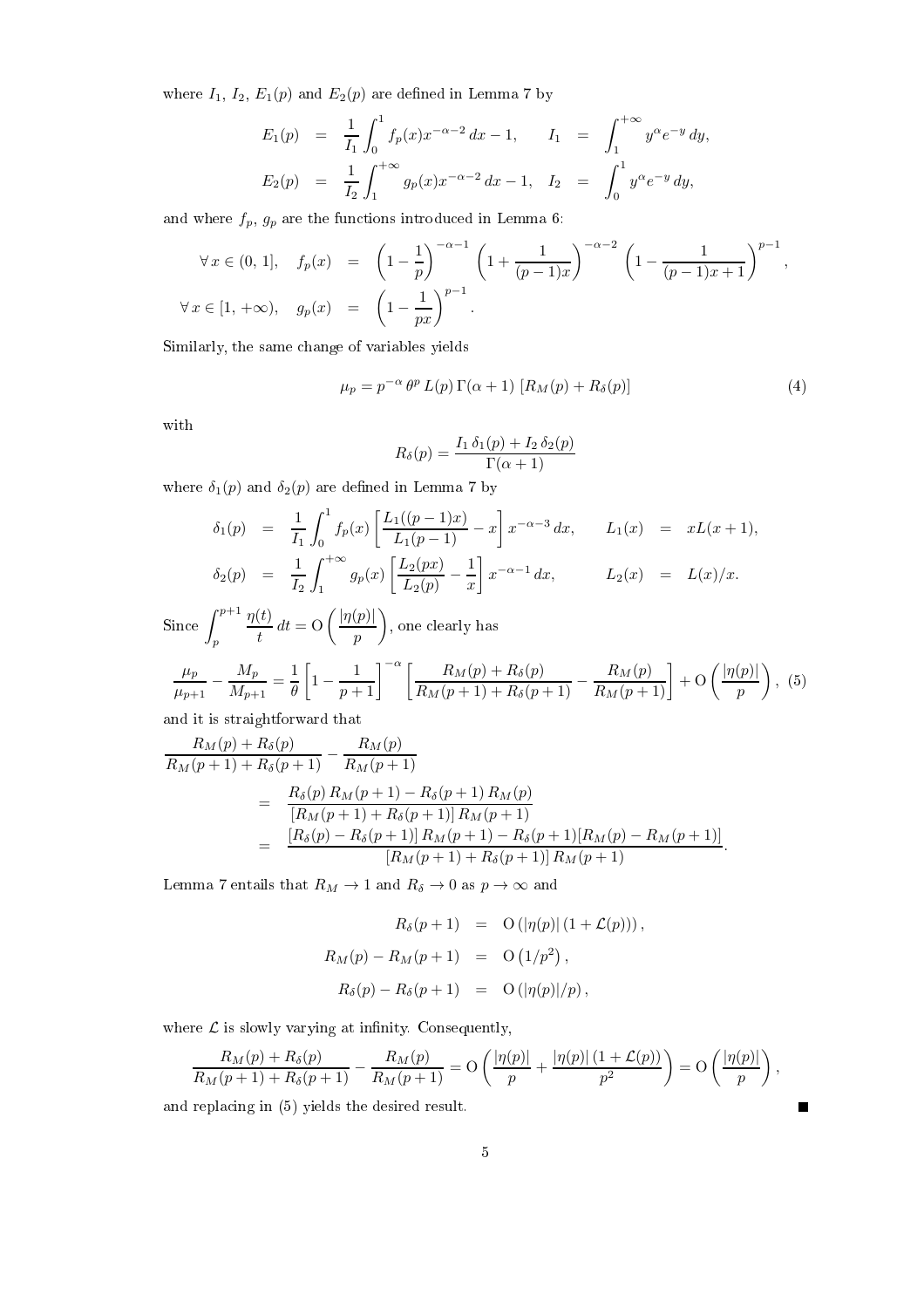where $I_1$, $I_2$, $E_1(p)$ and $E_2(p)$ are defined in Lemma 7 by

$$
\begin{aligned}
E_1(p) &= \frac{1}{I_1}\int_0^1 f_p(x)x^{-\alpha-2}\,dx - 1, \qquad I_1 = \int_1^{+\infty} y^\alpha e^{-y}\,dy,\\
E_2(p) &= \frac{1}{I_2}\int_1^{+\infty} g_p(x)x^{-\alpha-2}\,dx - 1, \quad I_2 = \int_0^1 y^\alpha e^{-y}\,dy,
\end{aligned}
$$

and where $f_p$, $g_p$ are the functions introduced in Lemma 6:

$$
\begin{aligned}
\forall\, x \in (0,\,1], \quad f_p(x) &= \left(1-\frac{1}{p}\right)^{-\alpha-1}\left(1+\frac{1}{(p-1)x}\right)^{-\alpha-2}\left(1-\frac{1}{(p-1)x+1}\right)^{p-1},\\
\forall\, x \in [1,\,+\infty), \quad g_p(x) &= \left(1-\frac{1}{px}\right)^{p-1}.
\end{aligned}
$$

Similarly, the same change of variables yields

$$
\mu_p = p^{-\alpha}\,\theta^p\,L(p)\,\Gamma(\alpha+1)\,\left[R_M(p)+R_\delta(p)\right] \tag{4}
$$

with

$$
R_\delta(p) = \frac{I_1\,\delta_1(p) + I_2\,\delta_2(p)}{\Gamma(\alpha+1)}
$$

where $\delta_1(p)$ and $\delta_2(p)$ are defined in Lemma 7 by

$$
\begin{aligned}
\delta_1(p) &= \frac{1}{I_1}\int_0^1 f_p(x)\left[\frac{L_1((p-1)x)}{L_1(p-1)} - x\right]x^{-\alpha-3}\,dx, \qquad L_1(x) = xL(x+1),\\
\delta_2(p) &= \frac{1}{I_2}\int_1^{+\infty} g_p(x)\left[\frac{L_2(px)}{L_2(p)} - \frac{1}{x}\right]x^{-\alpha-1}\,dx, \qquad L_2(x) = L(x)/x.
\end{aligned}
$$

Since $\displaystyle\int_p^{p+1}\frac{\eta(t)}{t}\,dt = \mathrm{O}\left(\frac{|\eta(p)|}{p}\right)$, one clearly has

$$
\frac{\mu_p}{\mu_{p+1}} - \frac{M_p}{M_{p+1}} = \frac{1}{\theta}\left[1-\frac{1}{p+1}\right]^{-\alpha}\left[\frac{R_M(p)+R_\delta(p)}{R_M(p+1)+R_\delta(p+1)} - \frac{R_M(p)}{R_M(p+1)}\right] + \mathrm{O}\left(\frac{|\eta(p)|}{p}\right), \tag{5}
$$

and it is straightforward that

$$
\begin{aligned}
&\frac{R_M(p)+R_\delta(p)}{R_M(p+1)+R_\delta(p+1)} - \frac{R_M(p)}{R_M(p+1)}\\
&\qquad= \frac{R_\delta(p)\,R_M(p+1) - R_\delta(p+1)\,R_M(p)}{\left[R_M(p+1)+R_\delta(p+1)\right]R_M(p+1)}\\
&\qquad= \frac{\left[R_\delta(p)-R_\delta(p+1)\right]R_M(p+1) - R_\delta(p+1)\left[R_M(p)-R_M(p+1)\right]}{\left[R_M(p+1)+R_\delta(p+1)\right]R_M(p+1)}.
\end{aligned}
$$

Lemma 7 entails that $R_M \to 1$ and $R_\delta \to 0$ as $p \to \infty$ and

$$
\begin{aligned}
R_\delta(p+1) &= \mathrm{O}\left(|\eta(p)|\,(1+\mathcal{L}(p))\right),\\
R_M(p) - R_M(p+1) &= \mathrm{O}\left(1/p^2\right),\\
R_\delta(p) - R_\delta(p+1) &= \mathrm{O}\left(|\eta(p)|/p\right),
\end{aligned}
$$

where $\mathcal{L}$ is slowly varying at infinity. Consequently,

$$
\frac{R_M(p)+R_\delta(p)}{R_M(p+1)+R_\delta(p+1)} - \frac{R_M(p)}{R_M(p+1)} = \mathrm{O}\left(\frac{|\eta(p)|}{p} + \frac{|\eta(p)|\,(1+\mathcal{L}(p))}{p^2}\right) = \mathrm{O}\left(\frac{|\eta(p)|}{p}\right),
$$

and replacing in (5) yields the desired result. ■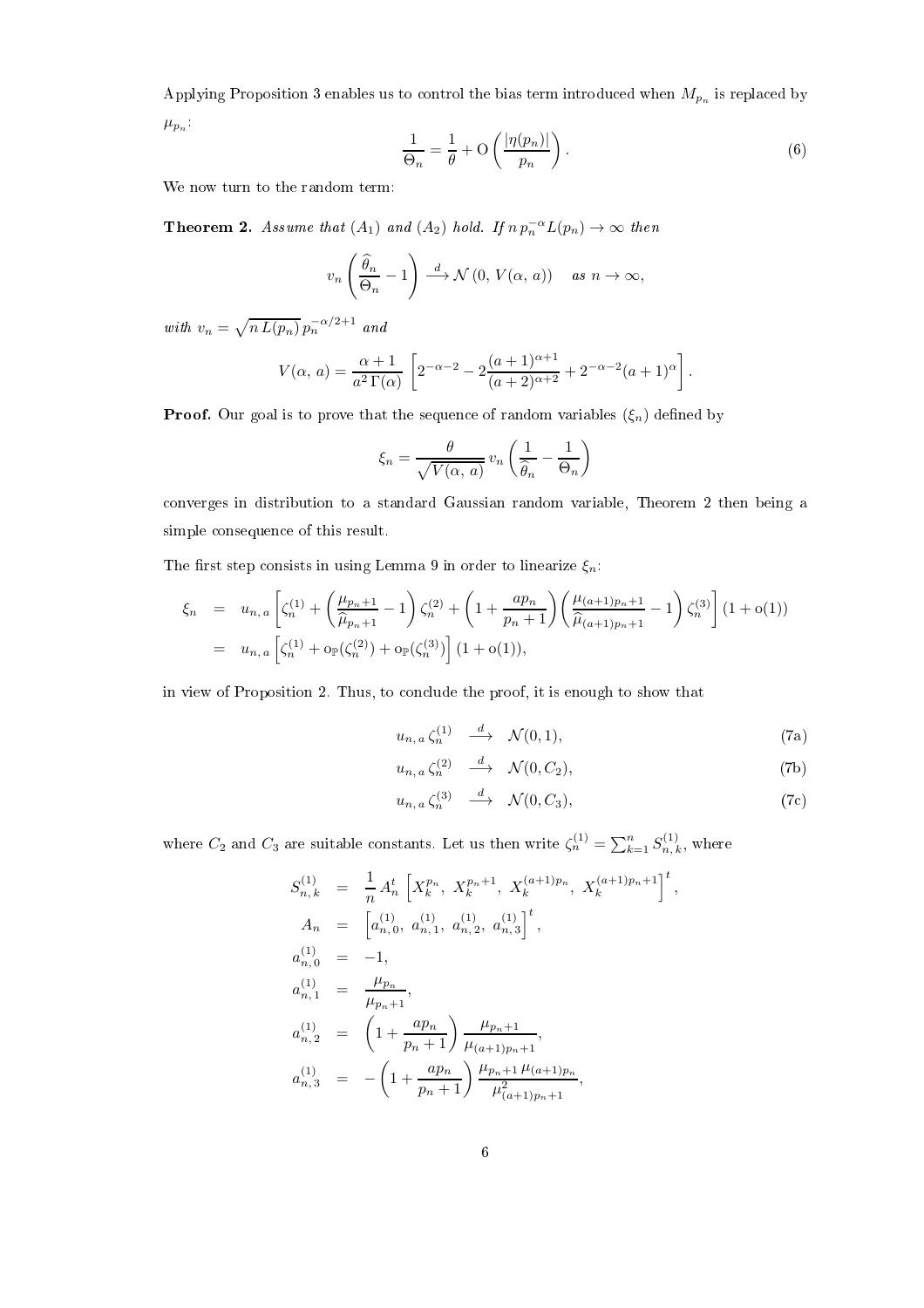Applying Proposition 3 enables us to control the bias term introduced when $M_{p_n}$ is replaced by $\mu_{p_n}$:

$$\frac{1}{\Theta_n} = \frac{1}{\theta} + \mathrm{O}\left(\frac{|\eta(p_n)|}{p_n}\right). \tag{6}$$

We now turn to the random term:

**Theorem 2.** *Assume that* $(A_1)$ *and* $(A_2)$ *hold. If* $n\, p_n^{-\alpha} L(p_n) \to \infty$ *then*

$$v_n \left(\frac{\widehat{\theta}_n}{\Theta_n} - 1\right) \xrightarrow{d} \mathcal{N}\left(0,\, V(\alpha,\, a)\right) \quad \text{as } n \to \infty,$$

*with* $v_n = \sqrt{n\, L(p_n)}\, p_n^{-\alpha/2+1}$ *and*

$$V(\alpha,\, a) = \frac{\alpha+1}{a^2\, \Gamma(\alpha)} \left[2^{-\alpha-2} - 2\frac{(a+1)^{\alpha+1}}{(a+2)^{\alpha+2}} + 2^{-\alpha-2}(a+1)^{\alpha}\right].$$

**Proof.** Our goal is to prove that the sequence of random variables $(\xi_n)$ defined by

$$\xi_n = \frac{\theta}{\sqrt{V(\alpha,\, a)}}\, v_n \left(\frac{1}{\widehat{\theta}_n} - \frac{1}{\Theta_n}\right)$$

converges in distribution to a standard Gaussian random variable, Theorem 2 then being a simple consequence of this result.

The first step consists in using Lemma 9 in order to linearize $\xi_n$:

$$\begin{aligned}
\xi_n &= u_{n,\,a}\left[\zeta_n^{(1)} + \left(\frac{\mu_{p_n+1}}{\widehat{\mu}_{p_n+1}} - 1\right)\zeta_n^{(2)} + \left(1 + \frac{a p_n}{p_n+1}\right)\left(\frac{\mu_{(a+1)p_n+1}}{\widehat{\mu}_{(a+1)p_n+1}} - 1\right)\zeta_n^{(3)}\right](1 + \mathrm{o}(1)) \\
&= u_{n,\,a}\left[\zeta_n^{(1)} + \mathrm{o}_{\mathbb{P}}(\zeta_n^{(2)}) + \mathrm{o}_{\mathbb{P}}(\zeta_n^{(3)})\right](1 + \mathrm{o}(1)),
\end{aligned}$$

in view of Proposition 2. Thus, to conclude the proof, it is enough to show that

$$u_{n,\,a}\, \zeta_n^{(1)} \xrightarrow{d} \mathcal{N}(0, 1), \tag{7a}$$

$$u_{n,\,a}\, \zeta_n^{(2)} \xrightarrow{d} \mathcal{N}(0, C_2), \tag{7b}$$

$$u_{n,\,a}\, \zeta_n^{(3)} \xrightarrow{d} \mathcal{N}(0, C_3), \tag{7c}$$

where $C_2$ and $C_3$ are suitable constants. Let us then write $\zeta_n^{(1)} = \sum_{k=1}^{n} S_{n,\,k}^{(1)}$, where

$$\begin{aligned}
S_{n,\,k}^{(1)} &= \frac{1}{n} A_n^t \left[X_k^{p_n},\; X_k^{p_n+1},\; X_k^{(a+1)p_n},\; X_k^{(a+1)p_n+1}\right]^t, \\
A_n &= \left[a_{n,\,0}^{(1)},\; a_{n,\,1}^{(1)},\; a_{n,\,2}^{(1)},\; a_{n,\,3}^{(1)}\right]^t, \\
a_{n,\,0}^{(1)} &= -1, \\
a_{n,\,1}^{(1)} &= \frac{\mu_{p_n}}{\mu_{p_n+1}}, \\
a_{n,\,2}^{(1)} &= \left(1 + \frac{a p_n}{p_n+1}\right)\frac{\mu_{p_n+1}}{\mu_{(a+1)p_n+1}}, \\
a_{n,\,3}^{(1)} &= -\left(1 + \frac{a p_n}{p_n+1}\right)\frac{\mu_{p_n+1}\,\mu_{(a+1)p_n}}{\mu_{(a+1)p_n+1}^2},
\end{aligned}$$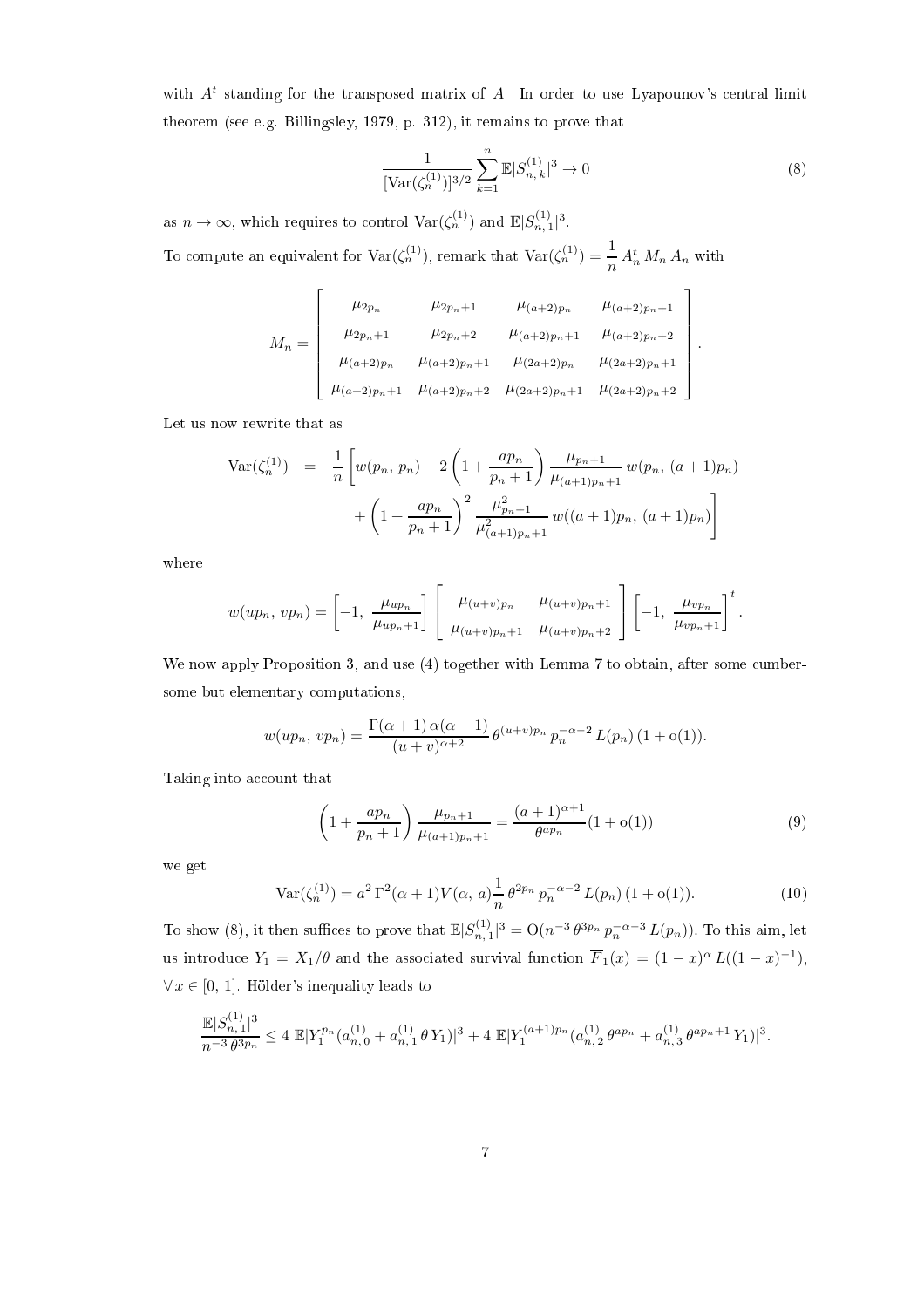with $A^t$ standing for the transposed matrix of $A$. In order to use Lyapounov's central limit theorem (see e.g. Billingsley, 1979, p. 312), it remains to prove that

$$\frac{1}{[\mathrm{Var}(\zeta_n^{(1)})]^{3/2}} \sum_{k=1}^{n} \mathbb{E}|S_{n,\,k}^{(1)}|^3 \to 0 \tag{8}$$

as $n \to \infty$, which requires to control $\mathrm{Var}(\zeta_n^{(1)})$ and $\mathbb{E}|S_{n,\,1}^{(1)}|^3$.

To compute an equivalent for $\mathrm{Var}(\zeta_n^{(1)})$, remark that $\mathrm{Var}(\zeta_n^{(1)}) = \dfrac{1}{n} A_n^t \, M_n \, A_n$ with

$$M_n = \begin{bmatrix} \mu_{2p_n} & \mu_{2p_n+1} & \mu_{(a+2)p_n} & \mu_{(a+2)p_n+1} \\ \mu_{2p_n+1} & \mu_{2p_n+2} & \mu_{(a+2)p_n+1} & \mu_{(a+2)p_n+2} \\ \mu_{(a+2)p_n} & \mu_{(a+2)p_n+1} & \mu_{(2a+2)p_n} & \mu_{(2a+2)p_n+1} \\ \mu_{(a+2)p_n+1} & \mu_{(a+2)p_n+2} & \mu_{(2a+2)p_n+1} & \mu_{(2a+2)p_n+2} \end{bmatrix}.$$

Let us now rewrite that as

$$\begin{aligned} \mathrm{Var}(\zeta_n^{(1)}) \;&=\; \frac{1}{n}\Bigg[ w(p_n,\, p_n) - 2\left(1 + \frac{ap_n}{p_n+1}\right) \frac{\mu_{p_n+1}}{\mu_{(a+1)p_n+1}}\, w(p_n,\, (a+1)p_n) \\ &\quad + \left(1 + \frac{ap_n}{p_n+1}\right)^2 \frac{\mu_{p_n+1}^2}{\mu_{(a+1)p_n+1}^2}\, w((a+1)p_n,\, (a+1)p_n) \Bigg] \end{aligned}$$

where

$$w(up_n,\, vp_n) = \left[-1,\ \frac{\mu_{up_n}}{\mu_{up_n+1}}\right] \begin{bmatrix} \mu_{(u+v)p_n} & \mu_{(u+v)p_n+1} \\ \mu_{(u+v)p_n+1} & \mu_{(u+v)p_n+2} \end{bmatrix} \left[-1,\ \frac{\mu_{vp_n}}{\mu_{vp_n+1}}\right]^t.$$

We now apply Proposition 3, and use (4) together with Lemma 7 to obtain, after some cumbersome but elementary computations,

$$w(up_n,\, vp_n) = \frac{\Gamma(\alpha+1)\,\alpha(\alpha+1)}{(u+v)^{\alpha+2}}\, \theta^{(u+v)p_n}\, p_n^{-\alpha-2}\, L(p_n)\,(1 + \mathrm{o}(1)).$$

Taking into account that

$$\left(1 + \frac{ap_n}{p_n+1}\right) \frac{\mu_{p_n+1}}{\mu_{(a+1)p_n+1}} = \frac{(a+1)^{\alpha+1}}{\theta^{ap_n}}(1 + \mathrm{o}(1)) \tag{9}$$

we get

$$\mathrm{Var}(\zeta_n^{(1)}) = a^2\,\Gamma^2(\alpha+1) V(\alpha,\, a) \frac{1}{n}\, \theta^{2p_n}\, p_n^{-\alpha-2}\, L(p_n)\,(1 + \mathrm{o}(1)). \tag{10}$$

To show (8), it then suffices to prove that $\mathbb{E}|S_{n,\,1}^{(1)}|^3 = \mathrm{O}(n^{-3}\,\theta^{3p_n}\,p_n^{-\alpha-3}\,L(p_n))$. To this aim, let us introduce $Y_1 = X_1/\theta$ and the associated survival function $\overline{F}_1(x) = (1-x)^{\alpha}\,L((1-x)^{-1})$, $\forall\, x \in [0,\,1]$. Hölder's inequality leads to

$$\frac{\mathbb{E}|S_{n,\,1}^{(1)}|^3}{n^{-3}\,\theta^{3p_n}} \leq 4\;\mathbb{E}|Y_1^{p_n}(a_{n,\,0}^{(1)} + a_{n,\,1}^{(1)}\,\theta\, Y_1)|^3 + 4\;\mathbb{E}|Y_1^{(a+1)p_n}(a_{n,\,2}^{(1)}\,\theta^{ap_n} + a_{n,\,3}^{(1)}\,\theta^{ap_n+1}\,Y_1)|^3.$$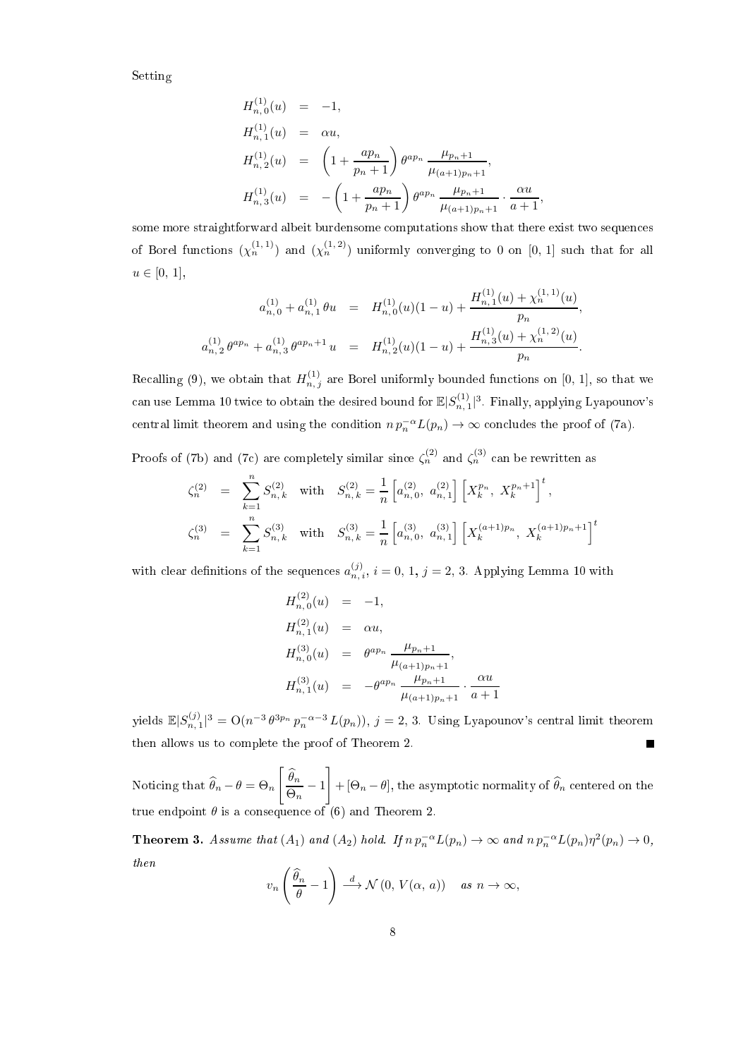Setting

$$
\begin{aligned}
H_{n,0}^{(1)}(u) &= -1, \\
H_{n,1}^{(1)}(u) &= \alpha u, \\
H_{n,2}^{(1)}(u) &= \left(1 + \frac{ap_n}{p_n + 1}\right) \theta^{ap_n} \frac{\mu_{p_n+1}}{\mu_{(a+1)p_n+1}}, \\
H_{n,3}^{(1)}(u) &= -\left(1 + \frac{ap_n}{p_n + 1}\right) \theta^{ap_n} \frac{\mu_{p_n+1}}{\mu_{(a+1)p_n+1}} \cdot \frac{\alpha u}{a+1},
\end{aligned}
$$

some more straightforward albeit burdensome computations show that there exist two sequences of Borel functions $(\chi_n^{(1,1)})$ and $(\chi_n^{(1,2)})$ uniformly converging to 0 on $[0, 1]$ such that for all $u \in [0, 1]$,

$$
\begin{aligned}
a_{n,0}^{(1)} + a_{n,1}^{(1)} \theta u &= H_{n,0}^{(1)}(u)(1-u) + \frac{H_{n,1}^{(1)}(u) + \chi_n^{(1,1)}(u)}{p_n}, \\
a_{n,2}^{(1)} \theta^{ap_n} + a_{n,3}^{(1)} \theta^{ap_n+1} u &= H_{n,2}^{(1)}(u)(1-u) + \frac{H_{n,3}^{(1)}(u) + \chi_n^{(1,2)}(u)}{p_n}.
\end{aligned}
$$

Recalling (9), we obtain that $H_{n,j}^{(1)}$ are Borel uniformly bounded functions on $[0, 1]$, so that we can use Lemma 10 twice to obtain the desired bound for $\mathbb{E}|S_{n,1}^{(1)}|^3$. Finally, applying Lyapounov's central limit theorem and using the condition $n p_n^{-\alpha} L(p_n) \to \infty$ concludes the proof of (7a).

Proofs of (7b) and (7c) are completely similar since $\zeta_n^{(2)}$ and $\zeta_n^{(3)}$ can be rewritten as

$$
\begin{aligned}
\zeta_n^{(2)} &= \sum_{k=1}^n S_{n,k}^{(2)} \quad \text{with} \quad S_{n,k}^{(2)} = \frac{1}{n} \left[a_{n,0}^{(2)},\ a_{n,1}^{(2)}\right] \left[X_k^{p_n},\ X_k^{p_n+1}\right]^t, \\
\zeta_n^{(3)} &= \sum_{k=1}^n S_{n,k}^{(3)} \quad \text{with} \quad S_{n,k}^{(3)} = \frac{1}{n} \left[a_{n,0}^{(3)},\ a_{n,1}^{(3)}\right] \left[X_k^{(a+1)p_n},\ X_k^{(a+1)p_n+1}\right]^t
\end{aligned}
$$

with clear definitions of the sequences $a_{n,i}^{(j)}$, $i = 0, 1$, $j = 2, 3$. Applying Lemma 10 with

$$
\begin{aligned}
H_{n,0}^{(2)}(u) &= -1, \\
H_{n,1}^{(2)}(u) &= \alpha u, \\
H_{n,0}^{(3)}(u) &= \theta^{ap_n} \frac{\mu_{p_n+1}}{\mu_{(a+1)p_n+1}}, \\
H_{n,1}^{(3)}(u) &= -\theta^{ap_n} \frac{\mu_{p_n+1}}{\mu_{(a+1)p_n+1}} \cdot \frac{\alpha u}{a+1}
\end{aligned}
$$

yields $\mathbb{E}|S_{n,1}^{(j)}|^3 = \mathrm{O}(n^{-3} \theta^{3p_n} p_n^{-\alpha-3} L(p_n))$, $j = 2, 3$. Using Lyapounov's central limit theorem then allows us to complete the proof of Theorem 2. ∎

Noticing that $\widehat{\theta}_n - \theta = \Theta_n \left[\dfrac{\widehat{\theta}_n}{\Theta_n} - 1\right] + [\Theta_n - \theta]$, the asymptotic normality of $\widehat{\theta}_n$ centered on the true endpoint $\theta$ is a consequence of (6) and Theorem 2.

**Theorem 3.** *Assume that* $(A_1)$ *and* $(A_2)$ *hold. If* $n p_n^{-\alpha} L(p_n) \to \infty$ *and* $n p_n^{-\alpha} L(p_n) \eta^2(p_n) \to 0$, *then*

$$
v_n \left(\frac{\widehat{\theta}_n}{\theta} - 1\right) \xrightarrow{d} \mathcal{N}(0,\ V(\alpha, a)) \quad \text{as } n \to \infty,
$$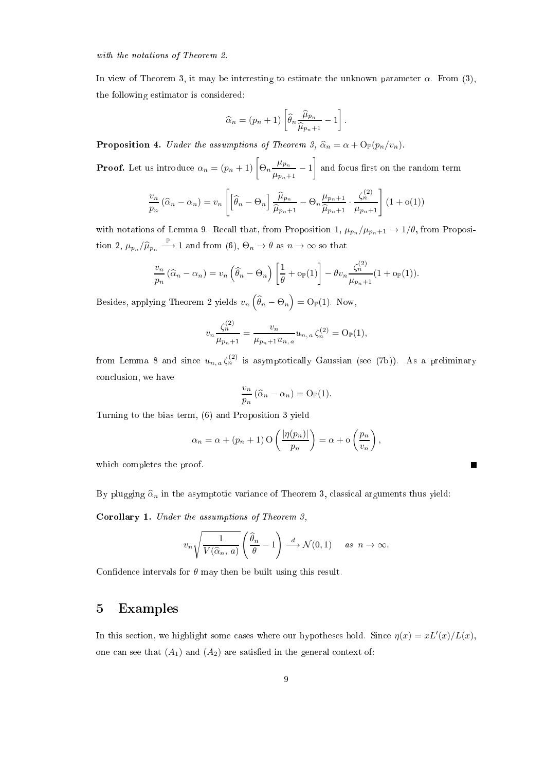*with the notations of Theorem 2.*

In view of Theorem 3, it may be interesting to estimate the unknown parameter $\alpha$. From (3), the following estimator is considered:

$$\widehat{\alpha}_n = (p_n + 1)\left[\widehat{\theta}_n \frac{\widehat{\mu}_{p_n}}{\widehat{\mu}_{p_n+1}} - 1\right].$$

**Proposition 4.** *Under the assumptions of Theorem 3, $\widehat{\alpha}_n = \alpha + \mathrm{O}_{\mathbb{P}}(p_n/v_n)$.*

**Proof.** Let us introduce $\alpha_n = (p_n + 1)\left[\Theta_n \dfrac{\mu_{p_n}}{\mu_{p_n+1}} - 1\right]$ and focus first on the random term

$$\frac{v_n}{p_n}\left(\widehat{\alpha}_n - \alpha_n\right) = v_n\left[\left[\widehat{\theta}_n - \Theta_n\right]\frac{\widehat{\mu}_{p_n}}{\widehat{\mu}_{p_n+1}} - \Theta_n \frac{\mu_{p_n+1}}{\widehat{\mu}_{p_n+1}} \cdot \frac{\zeta_n^{(2)}}{\mu_{p_n+1}}\right](1 + \mathrm{o}(1))$$

with notations of Lemma 9. Recall that, from Proposition 1, $\mu_{p_n}/\mu_{p_n+1} \to 1/\theta$, from Proposition 2, $\mu_{p_n}/\widehat{\mu}_{p_n} \xrightarrow{\mathbb{P}} 1$ and from (6), $\Theta_n \to \theta$ as $n \to \infty$ so that

$$\frac{v_n}{p_n}\left(\widehat{\alpha}_n - \alpha_n\right) = v_n\left(\widehat{\theta}_n - \Theta_n\right)\left[\frac{1}{\theta} + \mathrm{o}_{\mathbb{P}}(1)\right] - \theta v_n \frac{\zeta_n^{(2)}}{\mu_{p_n+1}}(1 + \mathrm{o}_{\mathbb{P}}(1)).$$

Besides, applying Theorem 2 yields $v_n\left(\widehat{\theta}_n - \Theta_n\right) = \mathrm{O}_{\mathbb{P}}(1)$. Now,

$$v_n \frac{\zeta_n^{(2)}}{\mu_{p_n+1}} = \frac{v_n}{\mu_{p_n+1} u_{n,\,a}} u_{n,\,a}\, \zeta_n^{(2)} = \mathrm{O}_{\mathbb{P}}(1),$$

from Lemma 8 and since $u_{n,\,a}\,\zeta_n^{(2)}$ is asymptotically Gaussian (see (7b)). As a preliminary conclusion, we have

$$\frac{v_n}{p_n}\left(\widehat{\alpha}_n - \alpha_n\right) = \mathrm{O}_{\mathbb{P}}(1).$$

Turning to the bias term, (6) and Proposition 3 yield

$$\alpha_n = \alpha + (p_n + 1)\,\mathrm{O}\left(\frac{|\eta(p_n)|}{p_n}\right) = \alpha + \mathrm{o}\left(\frac{p_n}{v_n}\right),$$

which completes the proof. ■

By plugging $\widehat{\alpha}_n$ in the asymptotic variance of Theorem 3, classical arguments thus yield:

**Corollary 1.** *Under the assumptions of Theorem 3,*

$$v_n \sqrt{\frac{1}{V(\widehat{\alpha}_n,\, a)}}\left(\frac{\widehat{\theta}_n}{\theta} - 1\right) \xrightarrow{d} \mathcal{N}(0, 1) \quad \text{as } n \to \infty.$$

Confidence intervals for $\theta$ may then be built using this result.

## 5 Examples

In this section, we highlight some cases where our hypotheses hold. Since $\eta(x) = xL'(x)/L(x)$, one can see that $(A_1)$ and $(A_2)$ are satisfied in the general context of: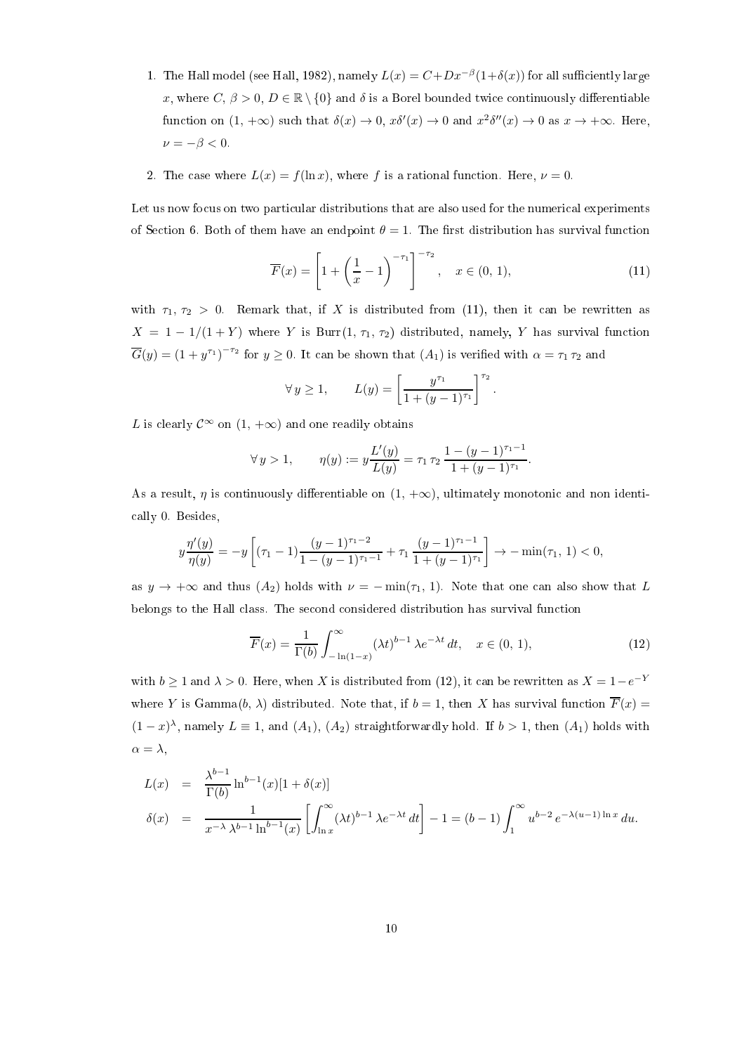1. The Hall model (see Hall, 1982), namely $L(x) = C + Dx^{-\beta}(1+\delta(x))$ for all sufficiently large $x$, where $C, \beta > 0$, $D \in \mathbb{R} \setminus \{0\}$ and $\delta$ is a Borel bounded twice continuously differentiable function on $(1, +\infty)$ such that $\delta(x) \to 0$, $x\delta'(x) \to 0$ and $x^2\delta''(x) \to 0$ as $x \to +\infty$. Here, $\nu = -\beta < 0$.

2. The case where $L(x) = f(\ln x)$, where $f$ is a rational function. Here, $\nu = 0$.

Let us now focus on two particular distributions that are also used for the numerical experiments of Section 6. Both of them have an endpoint $\theta = 1$. The first distribution has survival function

$$\overline{F}(x) = \left[1 + \left(\frac{1}{x} - 1\right)^{-\tau_1}\right]^{-\tau_2}, \quad x \in (0, 1), \tag{11}$$

with $\tau_1, \tau_2 > 0$. Remark that, if $X$ is distributed from (11), then it can be rewritten as $X = 1 - 1/(1+Y)$ where $Y$ is $\mathrm{Burr}(1, \tau_1, \tau_2)$ distributed, namely, $Y$ has survival function $\overline{G}(y) = (1 + y^{\tau_1})^{-\tau_2}$ for $y \geq 0$. It can be shown that $(A_1)$ is verified with $\alpha = \tau_1 \tau_2$ and

$$\forall\, y \geq 1, \qquad L(y) = \left[\frac{y^{\tau_1}}{1 + (y-1)^{\tau_1}}\right]^{\tau_2}.$$

$L$ is clearly $\mathcal{C}^\infty$ on $(1, +\infty)$ and one readily obtains

$$\forall\, y > 1, \qquad \eta(y) := y\frac{L'(y)}{L(y)} = \tau_1\, \tau_2\, \frac{1 - (y-1)^{\tau_1 - 1}}{1 + (y-1)^{\tau_1}}.$$

As a result, $\eta$ is continuously differentiable on $(1, +\infty)$, ultimately monotonic and non identically 0. Besides,

$$y\frac{\eta'(y)}{\eta(y)} = -y\left[(\tau_1 - 1)\frac{(y-1)^{\tau_1 - 2}}{1 - (y-1)^{\tau_1 - 1}} + \tau_1\, \frac{(y-1)^{\tau_1 - 1}}{1 + (y-1)^{\tau_1}}\right] \to -\min(\tau_1, 1) < 0,$$

as $y \to +\infty$ and thus $(A_2)$ holds with $\nu = -\min(\tau_1, 1)$. Note that one can also show that $L$ belongs to the Hall class. The second considered distribution has survival function

$$\overline{F}(x) = \frac{1}{\Gamma(b)} \int_{-\ln(1-x)}^{\infty} (\lambda t)^{b-1}\, \lambda e^{-\lambda t}\, dt, \quad x \in (0, 1), \tag{12}$$

with $b \geq 1$ and $\lambda > 0$. Here, when $X$ is distributed from (12), it can be rewritten as $X = 1 - e^{-Y}$ where $Y$ is $\mathrm{Gamma}(b, \lambda)$ distributed. Note that, if $b = 1$, then $X$ has survival function $\overline{F}(x) = (1-x)^\lambda$, namely $L \equiv 1$, and $(A_1)$, $(A_2)$ straightforwardly hold. If $b > 1$, then $(A_1)$ holds with $\alpha = \lambda$,

$$\begin{aligned}
L(x) &= \frac{\lambda^{b-1}}{\Gamma(b)} \ln^{b-1}(x)[1 + \delta(x)] \\
\delta(x) &= \frac{1}{x^{-\lambda}\, \lambda^{b-1} \ln^{b-1}(x)} \left[\int_{\ln x}^{\infty} (\lambda t)^{b-1}\, \lambda e^{-\lambda t}\, dt\right] - 1 = (b-1) \int_1^\infty u^{b-2}\, e^{-\lambda(u-1)\ln x}\, du.
\end{aligned}$$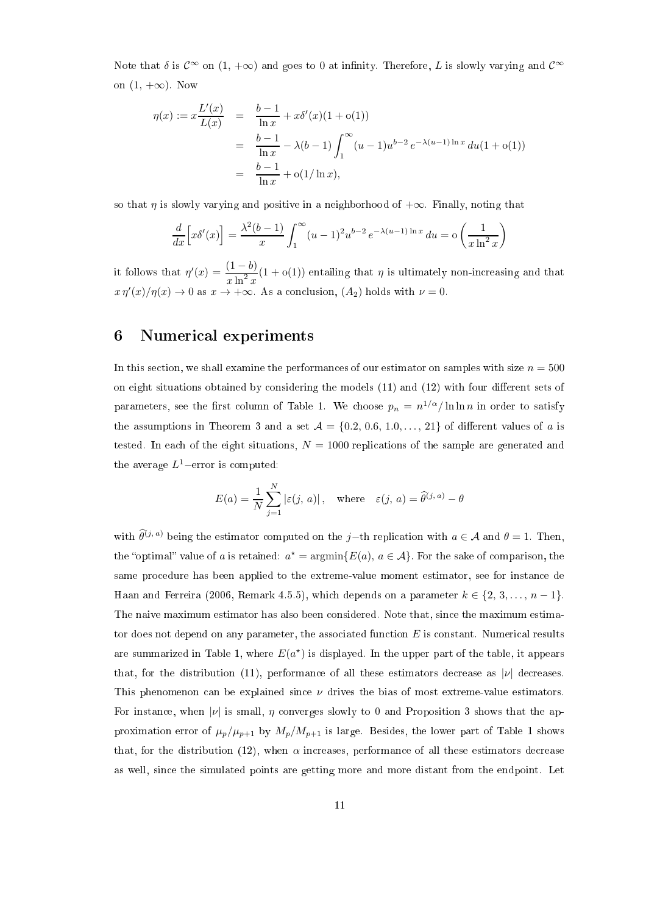Note that $\delta$ is $\mathcal{C}^\infty$ on $(1, +\infty)$ and goes to 0 at infinity. Therefore, $L$ is slowly varying and $\mathcal{C}^\infty$ on $(1, +\infty)$. Now

$$
\begin{aligned}
\eta(x) := x\frac{L'(x)}{L(x)} &= \frac{b-1}{\ln x} + x\delta'(x)(1+\mathrm{o}(1)) \\
&= \frac{b-1}{\ln x} - \lambda(b-1)\int_1^\infty (u-1)u^{b-2}\, e^{-\lambda(u-1)\ln x}\, du(1+\mathrm{o}(1)) \\
&= \frac{b-1}{\ln x} + \mathrm{o}(1/\ln x),
\end{aligned}
$$

so that $\eta$ is slowly varying and positive in a neighborhood of $+\infty$. Finally, noting that

$$
\frac{d}{dx}\Big[x\delta'(x)\Big] = \frac{\lambda^2(b-1)}{x}\int_1^\infty (u-1)^2 u^{b-2}\, e^{-\lambda(u-1)\ln x}\, du = \mathrm{o}\left(\frac{1}{x\ln^2 x}\right)
$$

it follows that $\eta'(x) = \dfrac{(1-b)}{x\ln^2 x}(1+\mathrm{o}(1))$ entailing that $\eta$ is ultimately non-increasing and that $x\,\eta'(x)/\eta(x) \to 0$ as $x \to +\infty$. As a conclusion, $(A_2)$ holds with $\nu = 0$.

## 6 Numerical experiments

In this section, we shall examine the performances of our estimator on samples with size $n = 500$ on eight situations obtained by considering the models (11) and (12) with four different sets of parameters, see the first column of Table 1. We choose $p_n = n^{1/\alpha}/\ln\ln n$ in order to satisfy the assumptions in Theorem 3 and a set $\mathcal{A} = \{0.2, 0.6, 1.0, \ldots, 21\}$ of different values of $a$ is tested. In each of the eight situations, $N = 1000$ replications of the sample are generated and the average $L^1$−error is computed:

$$
E(a) = \frac{1}{N}\sum_{j=1}^{N} |\varepsilon(j, a)|, \quad \text{where} \quad \varepsilon(j, a) = \widehat{\theta}^{(j,a)} - \theta
$$

with $\widehat{\theta}^{(j,a)}$ being the estimator computed on the $j$−th replication with $a \in \mathcal{A}$ and $\theta = 1$. Then, the "optimal" value of $a$ is retained: $a^\star = \operatorname{argmin}\{E(a),\, a \in \mathcal{A}\}$. For the sake of comparison, the same procedure has been applied to the extreme-value moment estimator, see for instance de Haan and Ferreira (2006, Remark 4.5.5), which depends on a parameter $k \in \{2, 3, \ldots, n-1\}$. The naive maximum estimator has also been considered. Note that, since the maximum estimator does not depend on any parameter, the associated function $E$ is constant. Numerical results are summarized in Table 1, where $E(a^\star)$ is displayed. In the upper part of the table, it appears that, for the distribution (11), performance of all these estimators decrease as $|\nu|$ decreases. This phenomenon can be explained since $\nu$ drives the bias of most extreme-value estimators. For instance, when $|\nu|$ is small, $\eta$ converges slowly to 0 and Proposition 3 shows that the approximation error of $\mu_p/\mu_{p+1}$ by $M_p/M_{p+1}$ is large. Besides, the lower part of Table 1 shows that, for the distribution (12), when $\alpha$ increases, performance of all these estimators decrease as well, since the simulated points are getting more and more distant from the endpoint. Let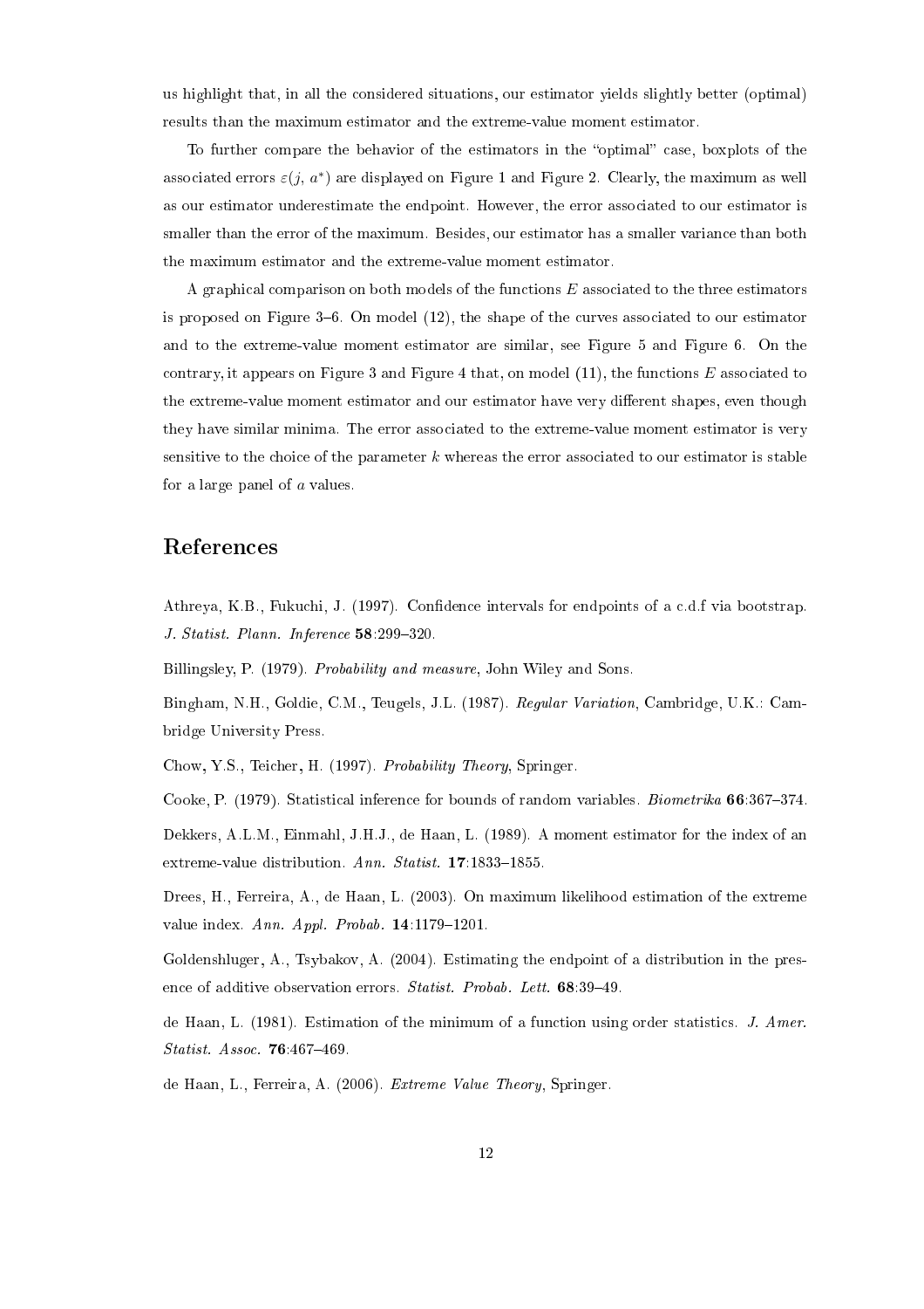us highlight that, in all the considered situations, our estimator yields slightly better (optimal) results than the maximum estimator and the extreme-value moment estimator.

To further compare the behavior of the estimators in the "optimal" case, boxplots of the associated errors $\varepsilon(j, a^*)$ are displayed on Figure 1 and Figure 2. Clearly, the maximum as well as our estimator underestimate the endpoint. However, the error associated to our estimator is smaller than the error of the maximum. Besides, our estimator has a smaller variance than both the maximum estimator and the extreme-value moment estimator.

A graphical comparison on both models of the functions $E$ associated to the three estimators is proposed on Figure 3–6. On model (12), the shape of the curves associated to our estimator and to the extreme-value moment estimator are similar, see Figure 5 and Figure 6. On the contrary, it appears on Figure 3 and Figure 4 that, on model (11), the functions $E$ associated to the extreme-value moment estimator and our estimator have very different shapes, even though they have similar minima. The error associated to the extreme-value moment estimator is very sensitive to the choice of the parameter $k$ whereas the error associated to our estimator is stable for a large panel of $a$ values.

## References

Athreya, K.B., Fukuchi, J. (1997). Confidence intervals for endpoints of a c.d.f via bootstrap. *J. Statist. Plann. Inference* **58**:299–320.

Billingsley, P. (1979). *Probability and measure*, John Wiley and Sons.

Bingham, N.H., Goldie, C.M., Teugels, J.L. (1987). *Regular Variation*, Cambridge, U.K.: Cambridge University Press.

Chow, Y.S., Teicher, H. (1997). *Probability Theory*, Springer.

Cooke, P. (1979). Statistical inference for bounds of random variables. *Biometrika* **66**:367–374.

Dekkers, A.L.M., Einmahl, J.H.J., de Haan, L. (1989). A moment estimator for the index of an extreme-value distribution. *Ann. Statist.* **17**:1833–1855.

Drees, H., Ferreira, A., de Haan, L. (2003). On maximum likelihood estimation of the extreme value index. *Ann. Appl. Probab.* **14**:1179–1201.

Goldenshluger, A., Tsybakov, A. (2004). Estimating the endpoint of a distribution in the presence of additive observation errors. *Statist. Probab. Lett.* **68**:39–49.

de Haan, L. (1981). Estimation of the minimum of a function using order statistics. *J. Amer. Statist. Assoc.* **76**:467–469.

de Haan, L., Ferreira, A. (2006). *Extreme Value Theory*, Springer.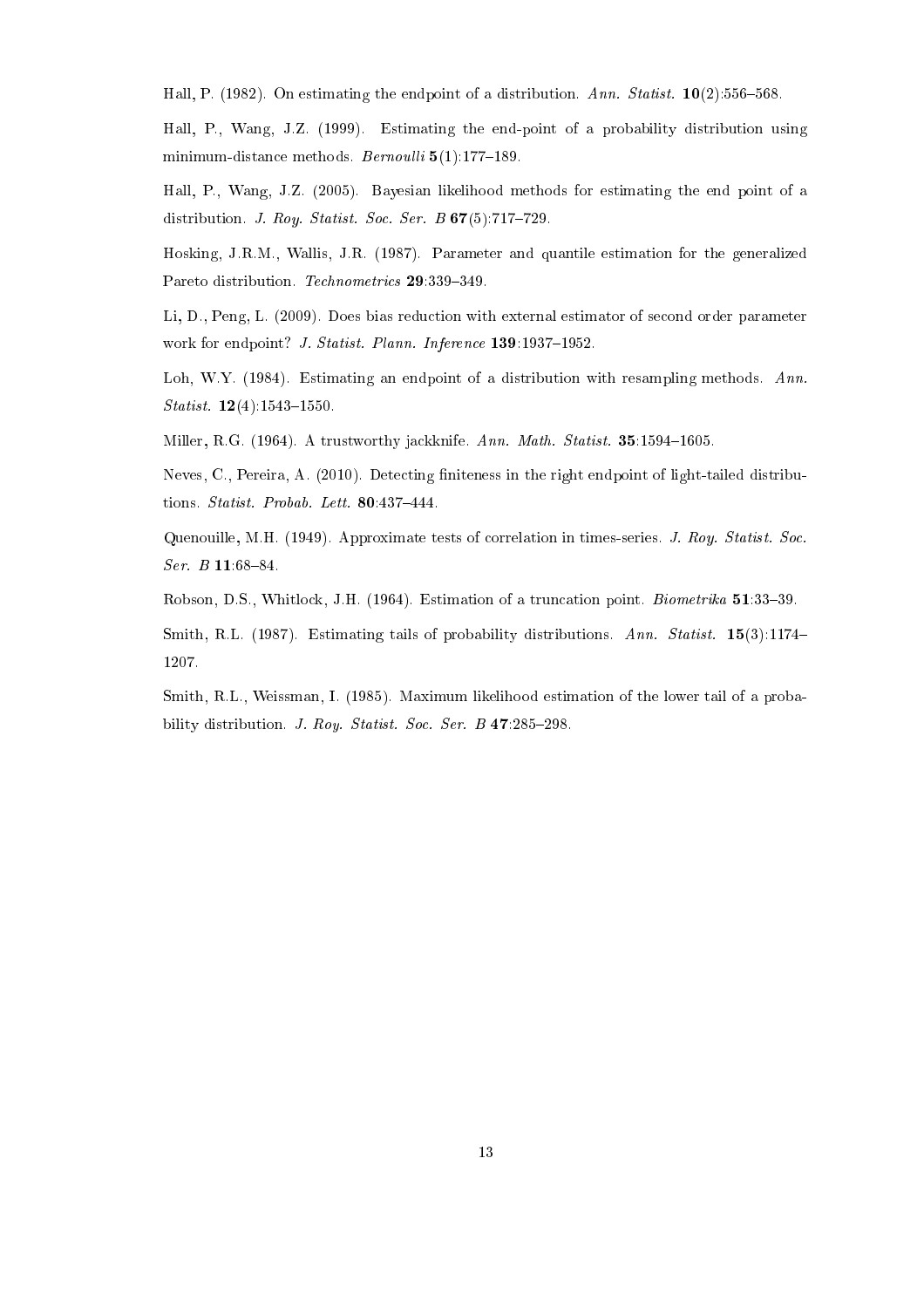Hall, P. (1982). On estimating the endpoint of a distribution. *Ann. Statist.* **10**(2):556–568.

Hall, P., Wang, J.Z. (1999). Estimating the end-point of a probability distribution using minimum-distance methods. *Bernoulli* **5**(1):177–189.

Hall, P., Wang, J.Z. (2005). Bayesian likelihood methods for estimating the end point of a distribution. *J. Roy. Statist. Soc. Ser. B* **67**(5):717–729.

Hosking, J.R.M., Wallis, J.R. (1987). Parameter and quantile estimation for the generalized Pareto distribution. *Technometrics* **29**:339–349.

Li, D., Peng, L. (2009). Does bias reduction with external estimator of second order parameter work for endpoint? *J. Statist. Plann. Inference* **139**:1937–1952.

Loh, W.Y. (1984). Estimating an endpoint of a distribution with resampling methods. *Ann. Statist.* **12**(4):1543–1550.

Miller, R.G. (1964). A trustworthy jackknife. *Ann. Math. Statist.* **35**:1594–1605.

Neves, C., Pereira, A. (2010). Detecting finiteness in the right endpoint of light-tailed distributions. *Statist. Probab. Lett.* **80**:437–444.

Quenouille, M.H. (1949). Approximate tests of correlation in times-series. *J. Roy. Statist. Soc. Ser. B* **11**:68–84.

Robson, D.S., Whitlock, J.H. (1964). Estimation of a truncation point. *Biometrika* **51**:33–39.

Smith, R.L. (1987). Estimating tails of probability distributions. *Ann. Statist.* **15**(3):1174–1207.

Smith, R.L., Weissman, I. (1985). Maximum likelihood estimation of the lower tail of a probability distribution. *J. Roy. Statist. Soc. Ser. B* **47**:285–298.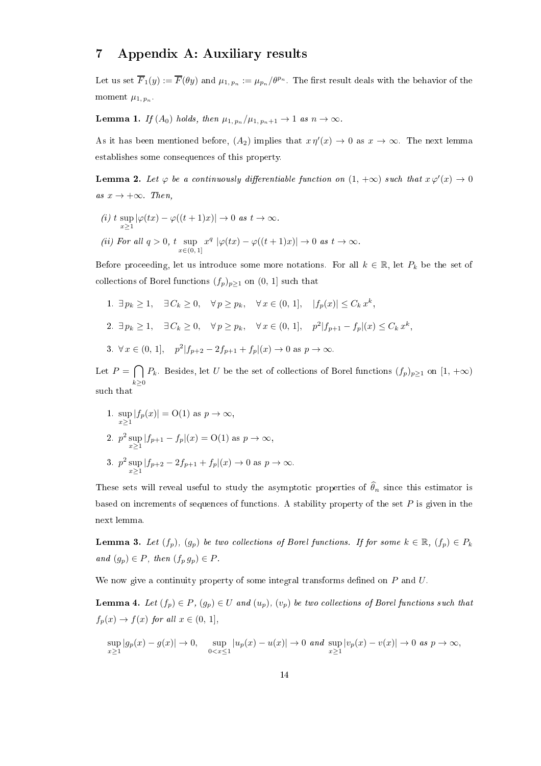## 7 Appendix A: Auxiliary results

Let us set $\overline{F}_1(y) := \overline{F}(\theta y)$ and $\mu_{1,\,p_n} := \mu_{p_n}/\theta^{p_n}$. The first result deals with the behavior of the moment $\mu_{1,\,p_n}$.

**Lemma 1.** *If $(A_0)$ holds, then $\mu_{1,\,p_n}/\mu_{1,\,p_n+1} \to 1$ as $n \to \infty$.*

As it has been mentioned before, $(A_2)$ implies that $x\,\eta'(x) \to 0$ as $x \to \infty$. The next lemma establishes some consequences of this property.

**Lemma 2.** *Let $\varphi$ be a continuously differentiable function on $(1, +\infty)$ such that $x\,\varphi'(x) \to 0$ as $x \to +\infty$. Then,*

*(i) $t \sup_{x \geq 1} |\varphi(tx) - \varphi((t+1)x)| \to 0$ as $t \to \infty$.*

*(ii) For all $q > 0$, $t \sup_{x \in (0,\,1]} x^q\,|\varphi(tx) - \varphi((t+1)x)| \to 0$ as $t \to \infty$.*

Before proceeding, let us introduce some more notations. For all $k \in \mathbb{R}$, let $P_k$ be the set of collections of Borel functions $(f_p)_{p \geq 1}$ on $(0,\,1]$ such that

1. $\exists\, p_k \geq 1, \quad \exists\, C_k \geq 0, \quad \forall\, p \geq p_k, \quad \forall\, x \in (0,\,1], \quad |f_p(x)| \leq C_k\, x^k$,
2. $\exists\, p_k \geq 1, \quad \exists\, C_k \geq 0, \quad \forall\, p \geq p_k, \quad \forall\, x \in (0,\,1], \quad p^2 |f_{p+1} - f_p|(x) \leq C_k\, x^k$,
3. $\forall\, x \in (0,\,1], \quad p^2 |f_{p+2} - 2f_{p+1} + f_p|(x) \to 0$ as $p \to \infty$.

Let $P = \bigcap_{k \geq 0} P_k$. Besides, let $U$ be the set of collections of Borel functions $(f_p)_{p \geq 1}$ on $[1, +\infty)$ such that

1. $\sup_{x \geq 1} |f_p(x)| = \mathrm{O}(1)$ as $p \to \infty$,
2. $p^2 \sup_{x \geq 1} |f_{p+1} - f_p|(x) = \mathrm{O}(1)$ as $p \to \infty$,
3. $p^2 \sup_{x \geq 1} |f_{p+2} - 2f_{p+1} + f_p|(x) \to 0$ as $p \to \infty$.

These sets will reveal useful to study the asymptotic properties of $\widehat{\theta}_n$ since this estimator is based on increments of sequences of functions. A stability property of the set $P$ is given in the next lemma.

**Lemma 3.** *Let $(f_p)$, $(g_p)$ be two collections of Borel functions. If for some $k \in \mathbb{R}$, $(f_p) \in P_k$ and $(g_p) \in P$, then $(f_p\, g_p) \in P$.*

We now give a continuity property of some integral transforms defined on $P$ and $U$.

**Lemma 4.** *Let $(f_p) \in P$, $(g_p) \in U$ and $(u_p)$, $(v_p)$ be two collections of Borel functions such that $f_p(x) \to f(x)$ for all $x \in (0,\,1]$,*

$$\sup_{x \geq 1} |g_p(x) - g(x)| \to 0, \qquad \sup_{0 < x \leq 1} |u_p(x) - u(x)| \to 0 \text{ and } \sup_{x \geq 1} |v_p(x) - v(x)| \to 0 \text{ as } p \to \infty,$$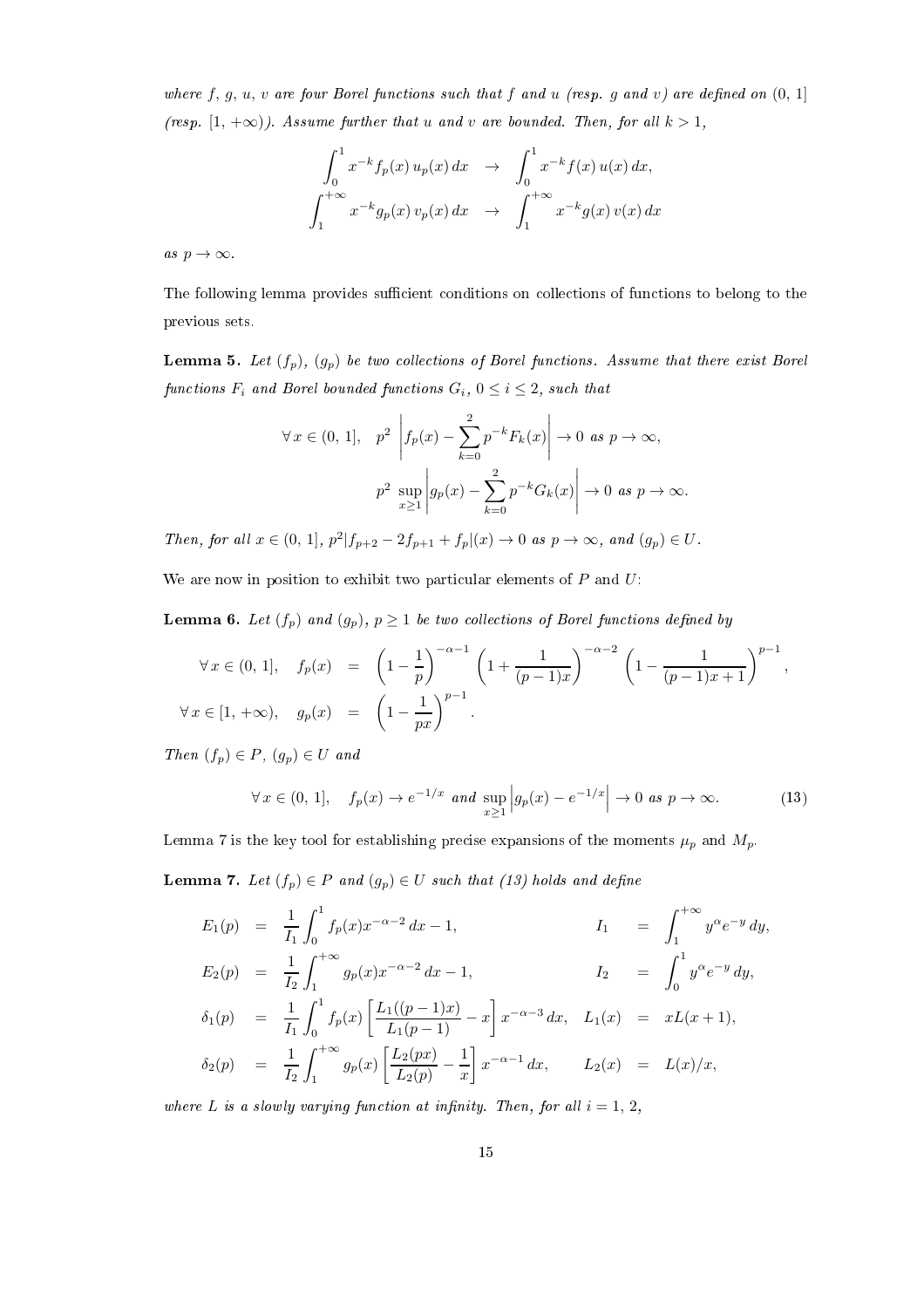*where $f$, $g$, $u$, $v$ are four Borel functions such that $f$ and $u$ (resp. $g$ and $v$) are defined on $(0,1]$ (resp. $[1,+\infty)$). Assume further that $u$ and $v$ are bounded. Then, for all $k>1$,*

$$\int_0^1 x^{-k} f_p(x)\, u_p(x)\, dx \quad \to \quad \int_0^1 x^{-k} f(x)\, u(x)\, dx,$$

$$\int_1^{+\infty} x^{-k} g_p(x)\, v_p(x)\, dx \quad \to \quad \int_1^{+\infty} x^{-k} g(x)\, v(x)\, dx$$

*as $p \to \infty$.*

The following lemma provides sufficient conditions on collections of functions to belong to the previous sets.

**Lemma 5.** *Let $(f_p)$, $(g_p)$ be two collections of Borel functions. Assume that there exist Borel functions $F_i$ and Borel bounded functions $G_i$, $0 \le i \le 2$, such that*

$$\forall\, x \in (0,\,1], \quad p^2 \left| f_p(x) - \sum_{k=0}^{2} p^{-k} F_k(x) \right| \to 0 \text{ as } p \to \infty,$$

$$p^2 \sup_{x \ge 1} \left| g_p(x) - \sum_{k=0}^{2} p^{-k} G_k(x) \right| \to 0 \text{ as } p \to \infty.$$

*Then, for all $x \in (0,1]$, $p^2 |f_{p+2} - 2f_{p+1} + f_p|(x) \to 0$ as $p \to \infty$, and $(g_p) \in U$.*

We are now in position to exhibit two particular elements of $P$ and $U$:

**Lemma 6.** *Let $(f_p)$ and $(g_p)$, $p \ge 1$ be two collections of Borel functions defined by*

$$\forall\, x \in (0,\,1], \quad f_p(x) \;=\; \left(1 - \frac{1}{p}\right)^{-\alpha-1} \left(1 + \frac{1}{(p-1)x}\right)^{-\alpha-2} \left(1 - \frac{1}{(p-1)x+1}\right)^{p-1},$$

$$\forall\, x \in [1,\,+\infty), \quad g_p(x) \;=\; \left(1 - \frac{1}{px}\right)^{p-1}.$$

*Then $(f_p) \in P$, $(g_p) \in U$ and*

$$\forall\, x \in (0,\,1], \quad f_p(x) \to e^{-1/x} \text{ and } \sup_{x \ge 1} \left| g_p(x) - e^{-1/x} \right| \to 0 \text{ as } p \to \infty. \tag{13}$$

Lemma 7 is the key tool for establishing precise expansions of the moments $\mu_p$ and $M_p$.

**Lemma 7.** *Let $(f_p) \in P$ and $(g_p) \in U$ such that (13) holds and define*

$$E_1(p) \;=\; \frac{1}{I_1} \int_0^1 f_p(x) x^{-\alpha-2}\, dx - 1, \qquad I_1 \;=\; \int_1^{+\infty} y^{\alpha} e^{-y}\, dy,$$

$$E_2(p) \;=\; \frac{1}{I_2} \int_1^{+\infty} g_p(x) x^{-\alpha-2}\, dx - 1, \qquad I_2 \;=\; \int_0^1 y^{\alpha} e^{-y}\, dy,$$

$$\delta_1(p) \;=\; \frac{1}{I_1} \int_0^1 f_p(x) \left[ \frac{L_1((p-1)x)}{L_1(p-1)} - x \right] x^{-\alpha-3}\, dx, \qquad L_1(x) \;=\; xL(x+1),$$

$$\delta_2(p) \;=\; \frac{1}{I_2} \int_1^{+\infty} g_p(x) \left[ \frac{L_2(px)}{L_2(p)} - \frac{1}{x} \right] x^{-\alpha-1}\, dx, \qquad L_2(x) \;=\; L(x)/x,$$

*where $L$ is a slowly varying function at infinity. Then, for all $i = 1, 2$,*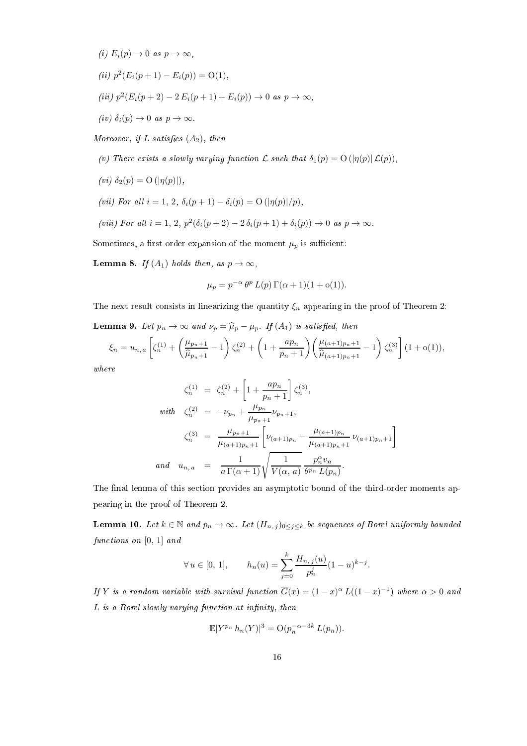*(i)* $E_i(p) \to 0$ *as* $p \to \infty$,

*(ii)* $p^2(E_i(p+1) - E_i(p)) = \mathrm{O}(1)$,

*(iii)* $p^2(E_i(p+2) - 2\,E_i(p+1) + E_i(p)) \to 0$ *as* $p \to \infty$,

*(iv)* $\delta_i(p) \to 0$ *as* $p \to \infty$.

*Moreover, if* $L$ *satisfies* $(A_2)$*, then*

*(v) There exists a slowly varying function* $\mathcal{L}$ *such that* $\delta_1(p) = \mathrm{O}\left(|\eta(p)|\,\mathcal{L}(p)\right)$,

*(vi)* $\delta_2(p) = \mathrm{O}\left(|\eta(p)|\right)$,

*(vii) For all* $i = 1,\, 2$, $\delta_i(p+1) - \delta_i(p) = \mathrm{O}\left(|\eta(p)|/p\right)$,

*(viii) For all* $i = 1,\, 2$, $p^2(\delta_i(p+2) - 2\,\delta_i(p+1) + \delta_i(p)) \to 0$ *as* $p \to \infty$.

Sometimes, a first order expansion of the moment $\mu_p$ is sufficient:

**Lemma 8.** *If* $(A_1)$ *holds then, as* $p \to \infty$,

$$\mu_p = p^{-\alpha}\,\theta^p\,L(p)\,\Gamma(\alpha+1)(1 + \mathrm{o}(1)).$$

The next result consists in linearizing the quantity $\xi_n$ appearing in the proof of Theorem 2:

**Lemma 9.** *Let* $p_n \to \infty$ *and* $\nu_p = \widehat{\mu}_p - \mu_p$*. If* $(A_1)$ *is satisfied, then*

$$\xi_n = u_{n,\,a}\left[\zeta_n^{(1)} + \left(\frac{\mu_{p_n+1}}{\widehat{\mu}_{p_n+1}} - 1\right)\zeta_n^{(2)} + \left(1 + \frac{ap_n}{p_n+1}\right)\left(\frac{\mu_{(a+1)p_n+1}}{\widehat{\mu}_{(a+1)p_n+1}} - 1\right)\zeta_n^{(3)}\right](1 + \mathrm{o}(1)),$$

*where*

$$\begin{aligned}
\zeta_n^{(1)} &= \zeta_n^{(2)} + \left[1 + \frac{ap_n}{p_n+1}\right]\zeta_n^{(3)}, \\
\textit{with}\quad \zeta_n^{(2)} &= -\nu_{p_n} + \frac{\mu_{p_n}}{\mu_{p_n+1}}\nu_{p_n+1}, \\
\zeta_n^{(3)} &= \frac{\mu_{p_n+1}}{\mu_{(a+1)p_n+1}}\left[\nu_{(a+1)p_n} - \frac{\mu_{(a+1)p_n}}{\mu_{(a+1)p_n+1}}\,\nu_{(a+1)p_n+1}\right] \\
\textit{and}\quad u_{n,\,a} &= \frac{1}{a\,\Gamma(\alpha+1)}\sqrt{\frac{1}{V(\alpha,\,a)}}\,\frac{p_n^{\alpha}v_n}{\theta^{p_n}\,L(p_n)}.
\end{aligned}$$

The final lemma of this section provides an asymptotic bound of the third-order moments appearing in the proof of Theorem 2.

**Lemma 10.** *Let* $k \in \mathbb{N}$ *and* $p_n \to \infty$*. Let* $(H_{n,\,j})_{0 \le j \le k}$ *be sequences of Borel uniformly bounded functions on* $[0,\,1]$ *and*

$$\forall\, u \in [0,\,1], \qquad h_n(u) = \sum_{j=0}^{k}\frac{H_{n,\,j}(u)}{p_n^j}(1-u)^{k-j}.$$

*If* $Y$ *is a random variable with survival function* $\overline{G}(x) = (1-x)^{\alpha}\,L((1-x)^{-1})$ *where* $\alpha > 0$ *and* $L$ *is a Borel slowly varying function at infinity, then*

$$\mathbb{E}|Y^{p_n}\,h_n(Y)|^3 = \mathrm{O}(p_n^{-\alpha-3k}\,L(p_n)).$$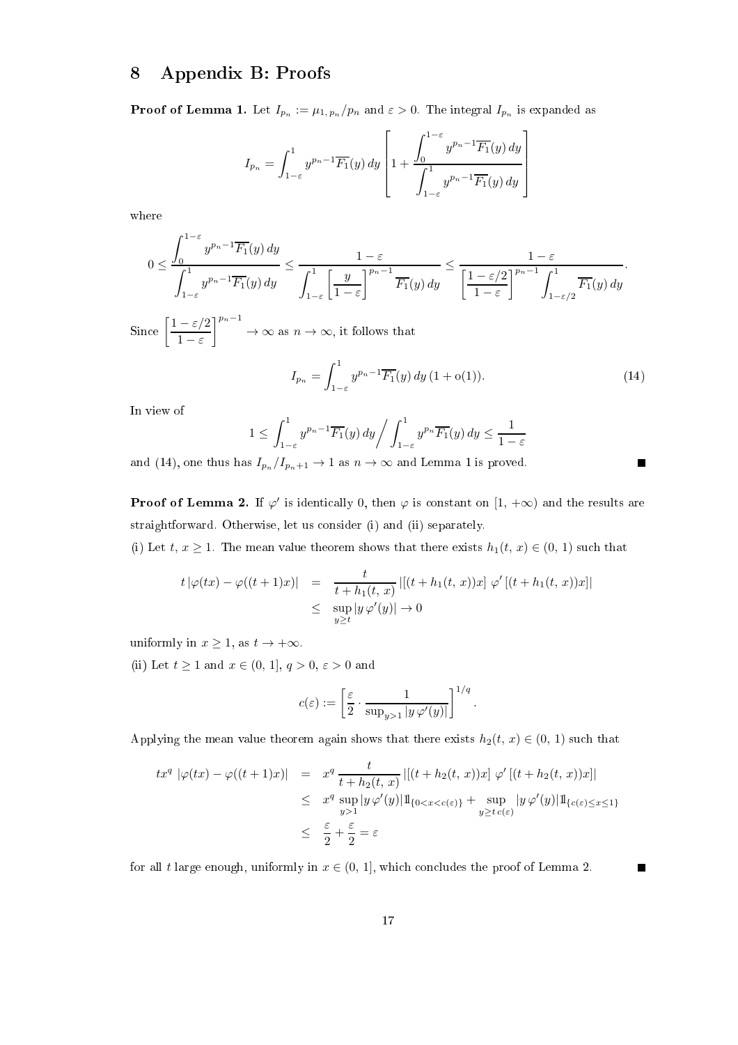# 8 Appendix B: Proofs

**Proof of Lemma 1.** Let $I_{p_n} := \mu_{1,\,p_n}/p_n$ and $\varepsilon > 0$. The integral $I_{p_n}$ is expanded as

$$I_{p_n} = \int_{1-\varepsilon}^{1} y^{p_n-1}\overline{F_1}(y)\,dy \left[1 + \frac{\displaystyle\int_0^{1-\varepsilon} y^{p_n-1}\overline{F_1}(y)\,dy}{\displaystyle\int_{1-\varepsilon}^{1} y^{p_n-1}\overline{F_1}(y)\,dy}\right]$$

where

$$0 \le \frac{\displaystyle\int_0^{1-\varepsilon} y^{p_n-1}\overline{F_1}(y)\,dy}{\displaystyle\int_{1-\varepsilon}^{1} y^{p_n-1}\overline{F_1}(y)\,dy} \le \frac{1-\varepsilon}{\displaystyle\int_{1-\varepsilon}^{1}\left[\frac{y}{1-\varepsilon}\right]^{p_n-1}\overline{F_1}(y)\,dy} \le \frac{1-\varepsilon}{\displaystyle\left[\frac{1-\varepsilon/2}{1-\varepsilon}\right]^{p_n-1}\int_{1-\varepsilon/2}^{1}\overline{F_1}(y)\,dy}.$$

Since $\displaystyle\left[\frac{1-\varepsilon/2}{1-\varepsilon}\right]^{p_n-1} \to \infty$ as $n \to \infty$, it follows that

$$I_{p_n} = \int_{1-\varepsilon}^{1} y^{p_n-1}\overline{F_1}(y)\,dy\,(1+\mathrm{o}(1)). \tag{14}$$

In view of

$$1 \le \int_{1-\varepsilon}^{1} y^{p_n-1}\overline{F_1}(y)\,dy \Big/ \int_{1-\varepsilon}^{1} y^{p_n}\overline{F_1}(y)\,dy \le \frac{1}{1-\varepsilon}$$

and (14), one thus has $I_{p_n}/I_{p_n+1} \to 1$ as $n \to \infty$ and Lemma 1 is proved. ∎

**Proof of Lemma 2.** If $\varphi'$ is identically 0, then $\varphi$ is constant on $[1, +\infty)$ and the results are straightforward. Otherwise, let us consider (i) and (ii) separately.

(i) Let $t,\, x \ge 1$. The mean value theorem shows that there exists $h_1(t,\,x) \in (0,\,1)$ such that

$$\begin{aligned} t\,|\varphi(tx) - \varphi((t+1)x)| &= \frac{t}{t+h_1(t,\,x)}\,|[(t+h_1(t,\,x))x]\;\varphi'\,[(t+h_1(t,\,x))x]| \\ &\le \sup_{y\ge t}|y\,\varphi'(y)| \to 0 \end{aligned}$$

uniformly in $x \ge 1$, as $t \to +\infty$.

(ii) Let $t \ge 1$ and $x \in (0,\,1]$, $q > 0$, $\varepsilon > 0$ and

$$c(\varepsilon) := \left[\frac{\varepsilon}{2}\cdot\frac{1}{\sup_{y>1}|y\,\varphi'(y)|}\right]^{1/q}.$$

Applying the mean value theorem again shows that there exists $h_2(t,\,x) \in (0,\,1)$ such that

$$\begin{aligned} tx^q\,|\varphi(tx) - \varphi((t+1)x)| &= x^q\,\frac{t}{t+h_2(t,\,x)}\,|[(t+h_2(t,\,x))x]\;\varphi'\,[(t+h_2(t,\,x))x]| \\ &\le x^q\sup_{y>1}|y\,\varphi'(y)|\mathbb{1}_{\{0<x<c(\varepsilon)\}} + \sup_{y\ge t\,c(\varepsilon)}|y\,\varphi'(y)|\mathbb{1}_{\{c(\varepsilon)\le x\le 1\}} \\ &\le \frac{\varepsilon}{2} + \frac{\varepsilon}{2} = \varepsilon \end{aligned}$$

for all $t$ large enough, uniformly in $x \in (0,\,1]$, which concludes the proof of Lemma 2. ∎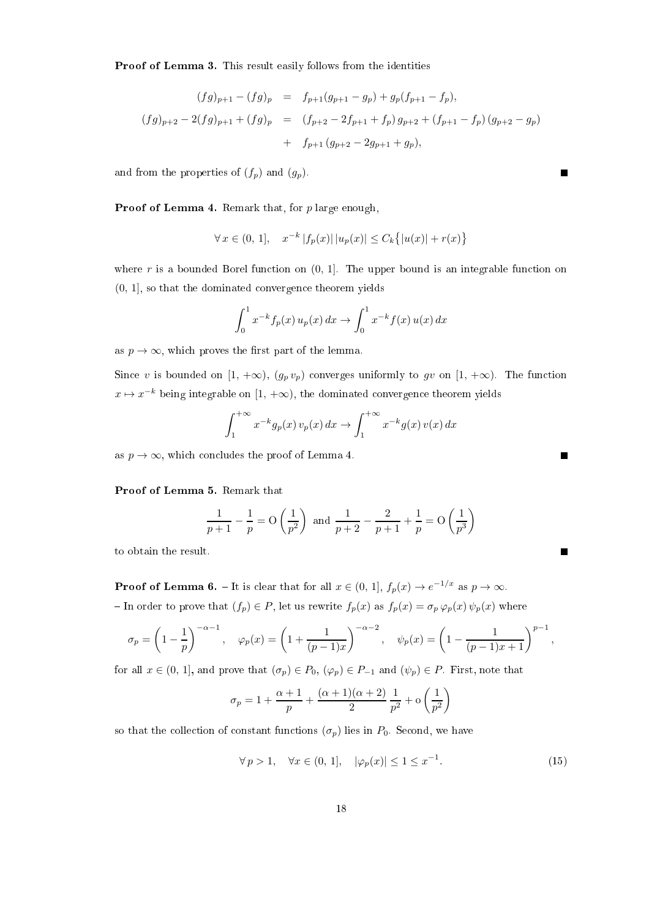**Proof of Lemma 3.** This result easily follows from the identities

$$
\begin{aligned}
(fg)_{p+1} - (fg)_p &= f_{p+1}(g_{p+1} - g_p) + g_p(f_{p+1} - f_p), \\
(fg)_{p+2} - 2(fg)_{p+1} + (fg)_p &= (f_{p+2} - 2f_{p+1} + f_p)\, g_{p+2} + (f_{p+1} - f_p)\,(g_{p+2} - g_p) \\
&\quad + f_{p+1}\,(g_{p+2} - 2g_{p+1} + g_p),
\end{aligned}
$$

and from the properties of $(f_p)$ and $(g_p)$. ∎

**Proof of Lemma 4.** Remark that, for $p$ large enough,

$$
\forall\, x \in (0,\, 1], \quad x^{-k}\, |f_p(x)|\, |u_p(x)| \leq C_k \big\{ |u(x)| + r(x) \big\}
$$

where $r$ is a bounded Borel function on $(0,\, 1]$. The upper bound is an integrable function on $(0,\, 1]$, so that the dominated convergence theorem yields

$$
\int_0^1 x^{-k} f_p(x)\, u_p(x)\, dx \to \int_0^1 x^{-k} f(x)\, u(x)\, dx
$$

as $p \to \infty$, which proves the first part of the lemma.

Since $v$ is bounded on $[1,\, +\infty)$, $(g_p\, v_p)$ converges uniformly to $gv$ on $[1,\, +\infty)$. The function $x \mapsto x^{-k}$ being integrable on $[1,\, +\infty)$, the dominated convergence theorem yields

$$
\int_1^{+\infty} x^{-k} g_p(x)\, v_p(x)\, dx \to \int_1^{+\infty} x^{-k} g(x)\, v(x)\, dx
$$

as $p \to \infty$, which concludes the proof of Lemma 4. ∎

**Proof of Lemma 5.** Remark that

$$
\frac{1}{p+1} - \frac{1}{p} = \mathrm{O}\left(\frac{1}{p^2}\right) \text{ and } \frac{1}{p+2} - \frac{2}{p+1} + \frac{1}{p} = \mathrm{O}\left(\frac{1}{p^3}\right)
$$

to obtain the result. ∎

**Proof of Lemma 6.** – It is clear that for all $x \in (0,\, 1]$, $f_p(x) \to e^{-1/x}$ as $p \to \infty$.

– In order to prove that $(f_p) \in P$, let us rewrite $f_p(x)$ as $f_p(x) = \sigma_p\, \varphi_p(x)\, \psi_p(x)$ where

$$
\sigma_p = \left(1 - \frac{1}{p}\right)^{-\alpha-1}, \quad \varphi_p(x) = \left(1 + \frac{1}{(p-1)x}\right)^{-\alpha-2}, \quad \psi_p(x) = \left(1 - \frac{1}{(p-1)x+1}\right)^{p-1},
$$

for all $x \in (0,\, 1]$, and prove that $(\sigma_p) \in P_0$, $(\varphi_p) \in P_{-1}$ and $(\psi_p) \in P$. First, note that

$$
\sigma_p = 1 + \frac{\alpha+1}{p} + \frac{(\alpha+1)(\alpha+2)}{2}\, \frac{1}{p^2} + \mathrm{o}\left(\frac{1}{p^2}\right)
$$

so that the collection of constant functions $(\sigma_p)$ lies in $P_0$. Second, we have

$$
\forall\, p > 1, \quad \forall x \in (0,\, 1], \quad |\varphi_p(x)| \leq 1 \leq x^{-1}. \tag{15}
$$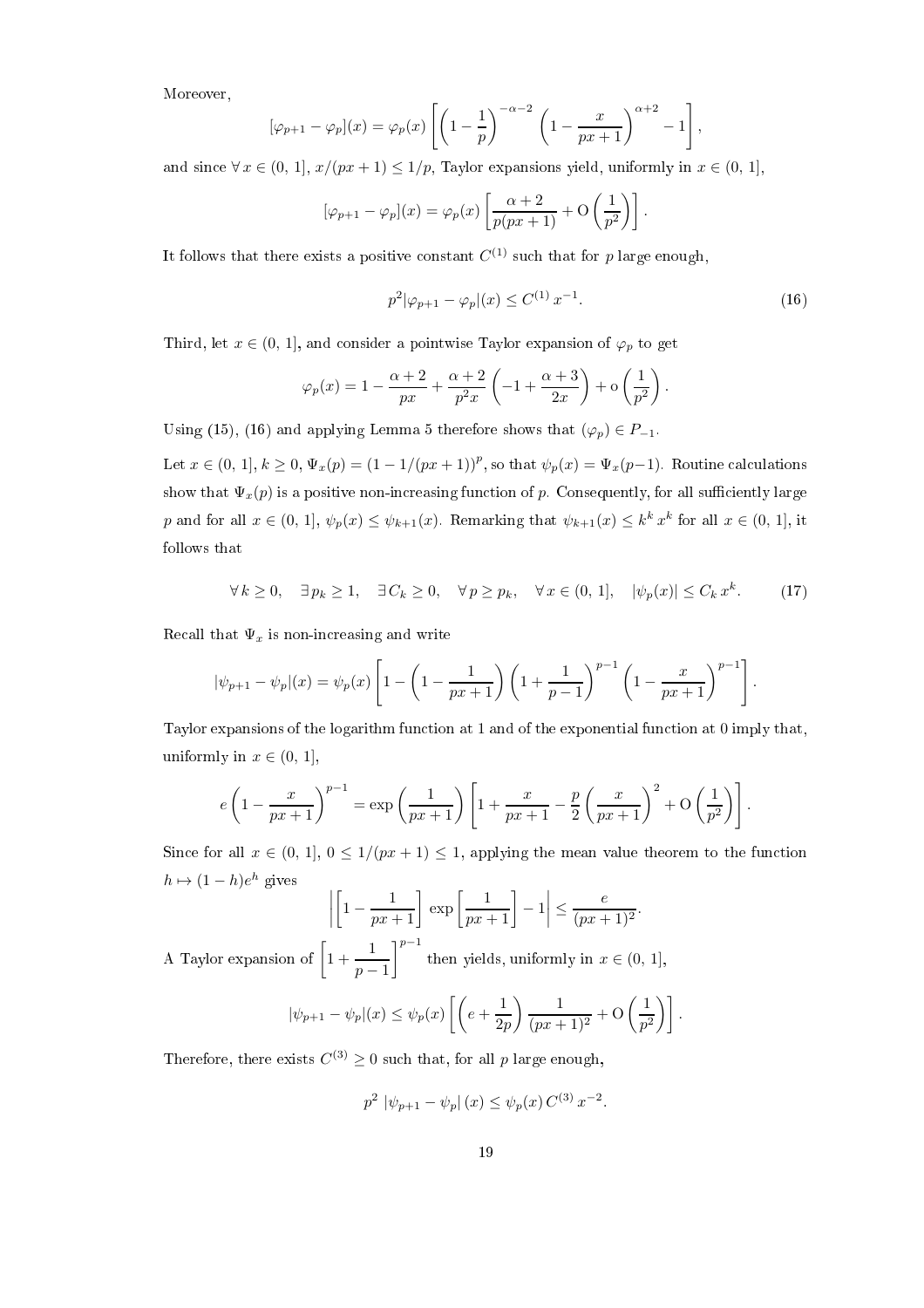Moreover,

$$[\varphi_{p+1} - \varphi_p](x) = \varphi_p(x) \left[ \left(1 - \frac{1}{p}\right)^{-\alpha-2} \left(1 - \frac{x}{px+1}\right)^{\alpha+2} - 1 \right],$$

and since $\forall\, x \in (0,\, 1]$, $x/(px+1) \leq 1/p$, Taylor expansions yield, uniformly in $x \in (0,\, 1]$,

$$[\varphi_{p+1} - \varphi_p](x) = \varphi_p(x) \left[ \frac{\alpha+2}{p(px+1)} + \mathrm{O}\left(\frac{1}{p^2}\right) \right].$$

It follows that there exists a positive constant $C^{(1)}$ such that for $p$ large enough,

$$p^2 |\varphi_{p+1} - \varphi_p|(x) \leq C^{(1)}\, x^{-1}. \tag{16}$$

Third, let $x \in (0,\, 1]$, and consider a pointwise Taylor expansion of $\varphi_p$ to get

$$\varphi_p(x) = 1 - \frac{\alpha+2}{px} + \frac{\alpha+2}{p^2 x}\left(-1 + \frac{\alpha+3}{2x}\right) + \mathrm{o}\left(\frac{1}{p^2}\right).$$

Using (15), (16) and applying Lemma 5 therefore shows that $(\varphi_p) \in P_{-1}$.

Let $x \in (0,\, 1]$, $k \geq 0$, $\Psi_x(p) = (1 - 1/(px+1))^p$, so that $\psi_p(x) = \Psi_x(p-1)$. Routine calculations show that $\Psi_x(p)$ is a positive non-increasing function of $p$. Consequently, for all sufficiently large $p$ and for all $x \in (0,\, 1]$, $\psi_p(x) \leq \psi_{k+1}(x)$. Remarking that $\psi_{k+1}(x) \leq k^k\, x^k$ for all $x \in (0,\, 1]$, it follows that

$$\forall\, k \geq 0, \quad \exists\, p_k \geq 1, \quad \exists\, C_k \geq 0, \quad \forall\, p \geq p_k, \quad \forall\, x \in (0,\, 1], \quad |\psi_p(x)| \leq C_k\, x^k. \tag{17}$$

Recall that $\Psi_x$ is non-increasing and write

$$|\psi_{p+1} - \psi_p|(x) = \psi_p(x) \left[ 1 - \left(1 - \frac{1}{px+1}\right)\left(1 + \frac{1}{p-1}\right)^{p-1} \left(1 - \frac{x}{px+1}\right)^{p-1} \right].$$

Taylor expansions of the logarithm function at 1 and of the exponential function at 0 imply that, uniformly in $x \in (0,\, 1]$,

$$e\left(1 - \frac{x}{px+1}\right)^{p-1} = \exp\left(\frac{1}{px+1}\right)\left[1 + \frac{x}{px+1} - \frac{p}{2}\left(\frac{x}{px+1}\right)^2 + \mathrm{O}\left(\frac{1}{p^2}\right)\right].$$

Since for all $x \in (0,\, 1]$, $0 \leq 1/(px+1) \leq 1$, applying the mean value theorem to the function $h \mapsto (1-h)e^h$ gives

$$\left| \left[1 - \frac{1}{px+1}\right] \exp\left[\frac{1}{px+1}\right] - 1 \right| \leq \frac{e}{(px+1)^2}.$$

A Taylor expansion of $\left[1 + \dfrac{1}{p-1}\right]^{p-1}$ then yields, uniformly in $x \in (0,\, 1]$,

$$|\psi_{p+1} - \psi_p|(x) \leq \psi_p(x) \left[ \left(e + \frac{1}{2p}\right) \frac{1}{(px+1)^2} + \mathrm{O}\left(\frac{1}{p^2}\right) \right].$$

Therefore, there exists $C^{(3)} \geq 0$ such that, for all $p$ large enough,

$$p^2\, |\psi_{p+1} - \psi_p|\,(x) \leq \psi_p(x)\, C^{(3)}\, x^{-2}.$$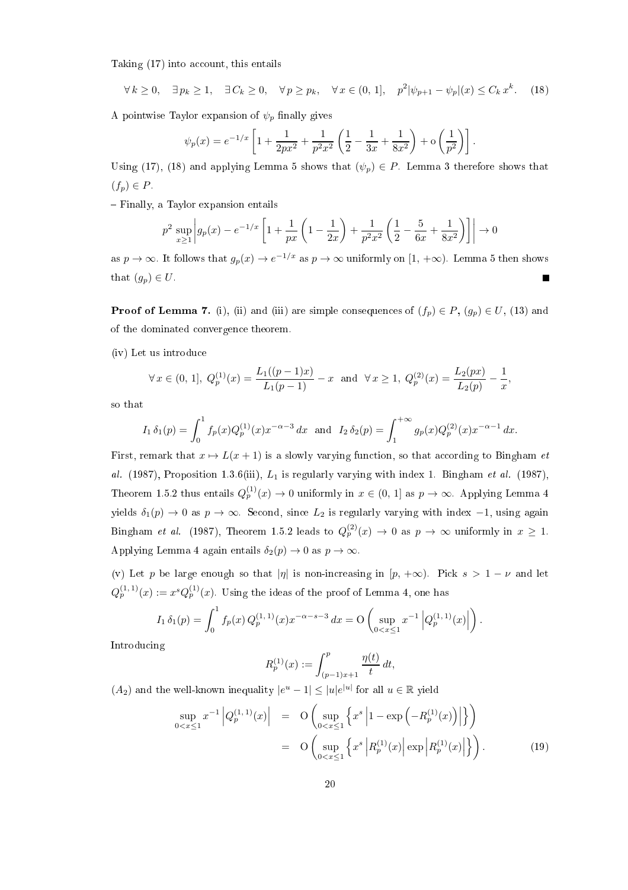Taking (17) into account, this entails

$$\forall\, k \geq 0, \quad \exists\, p_k \geq 1, \quad \exists\, C_k \geq 0, \quad \forall\, p \geq p_k, \quad \forall\, x \in (0,\, 1], \quad p^2 |\psi_{p+1} - \psi_p|(x) \leq C_k\, x^k. \quad (18)$$

A pointwise Taylor expansion of $\psi_p$ finally gives

$$\psi_p(x) = e^{-1/x}\left[1 + \frac{1}{2px^2} + \frac{1}{p^2x^2}\left(\frac{1}{2} - \frac{1}{3x} + \frac{1}{8x^2}\right) + \mathrm{o}\left(\frac{1}{p^2}\right)\right].$$

Using (17), (18) and applying Lemma 5 shows that $(\psi_p) \in P$. Lemma 3 therefore shows that $(f_p) \in P$.

– Finally, a Taylor expansion entails

$$p^2 \sup_{x \geq 1}\left| g_p(x) - e^{-1/x}\left[1 + \frac{1}{px}\left(1 - \frac{1}{2x}\right) + \frac{1}{p^2x^2}\left(\frac{1}{2} - \frac{5}{6x} + \frac{1}{8x^2}\right)\right]\right| \to 0$$

as $p \to \infty$. It follows that $g_p(x) \to e^{-1/x}$ as $p \to \infty$ uniformly on $[1,\, +\infty)$. Lemma 5 then shows that $(g_p) \in U$. ■

**Proof of Lemma 7.** (i), (ii) and (iii) are simple consequences of $(f_p) \in P$, $(g_p) \in U$, (13) and of the dominated convergence theorem.

(iv) Let us introduce

$$\forall\, x \in (0,\, 1],\ Q_p^{(1)}(x) = \frac{L_1((p-1)x)}{L_1(p-1)} - x \ \text{ and } \ \forall\, x \geq 1,\ Q_p^{(2)}(x) = \frac{L_2(px)}{L_2(p)} - \frac{1}{x},$$

so that

$$I_1\, \delta_1(p) = \int_0^1 f_p(x) Q_p^{(1)}(x) x^{-\alpha-3}\, dx \ \text{ and } \ I_2\, \delta_2(p) = \int_1^{+\infty} g_p(x) Q_p^{(2)}(x) x^{-\alpha-1}\, dx.$$

First, remark that $x \mapsto L(x+1)$ is a slowly varying function, so that according to Bingham *et al.* (1987), Proposition 1.3.6(iii), $L_1$ is regularly varying with index 1. Bingham *et al.* (1987), Theorem 1.5.2 thus entails $Q_p^{(1)}(x) \to 0$ uniformly in $x \in (0,\, 1]$ as $p \to \infty$. Applying Lemma 4 yields $\delta_1(p) \to 0$ as $p \to \infty$. Second, since $L_2$ is regularly varying with index $-1$, using again Bingham *et al.* (1987), Theorem 1.5.2 leads to $Q_p^{(2)}(x) \to 0$ as $p \to \infty$ uniformly in $x \geq 1$. Applying Lemma 4 again entails $\delta_2(p) \to 0$ as $p \to \infty$.

(v) Let $p$ be large enough so that $|\eta|$ is non-increasing in $[p,\, +\infty)$. Pick $s > 1 - \nu$ and let $Q_p^{(1,\,1)}(x) := x^s Q_p^{(1)}(x)$. Using the ideas of the proof of Lemma 4, one has

$$I_1\, \delta_1(p) = \int_0^1 f_p(x)\, Q_p^{(1,\,1)}(x) x^{-\alpha-s-3}\, dx = \mathrm{O}\left(\sup_{0<x\leq 1} x^{-1}\left|Q_p^{(1,\,1)}(x)\right|\right).$$

Introducing

$$R_p^{(1)}(x) := \int_{(p-1)x+1}^{p} \frac{\eta(t)}{t}\, dt,$$

$(A_2)$ and the well-known inequality $|e^u - 1| \leq |u| e^{|u|}$ for all $u \in \mathbb{R}$ yield

$$\begin{aligned}
\sup_{0<x\leq 1} x^{-1}\left|Q_p^{(1,\,1)}(x)\right| &= \mathrm{O}\left(\sup_{0<x\leq 1}\left\{x^s\left|1 - \exp\left(-R_p^{(1)}(x)\right)\right|\right\}\right) \\
&= \mathrm{O}\left(\sup_{0<x\leq 1}\left\{x^s\left|R_p^{(1)}(x)\right| \exp\left|R_p^{(1)}(x)\right|\right\}\right). \quad (19)
\end{aligned}$$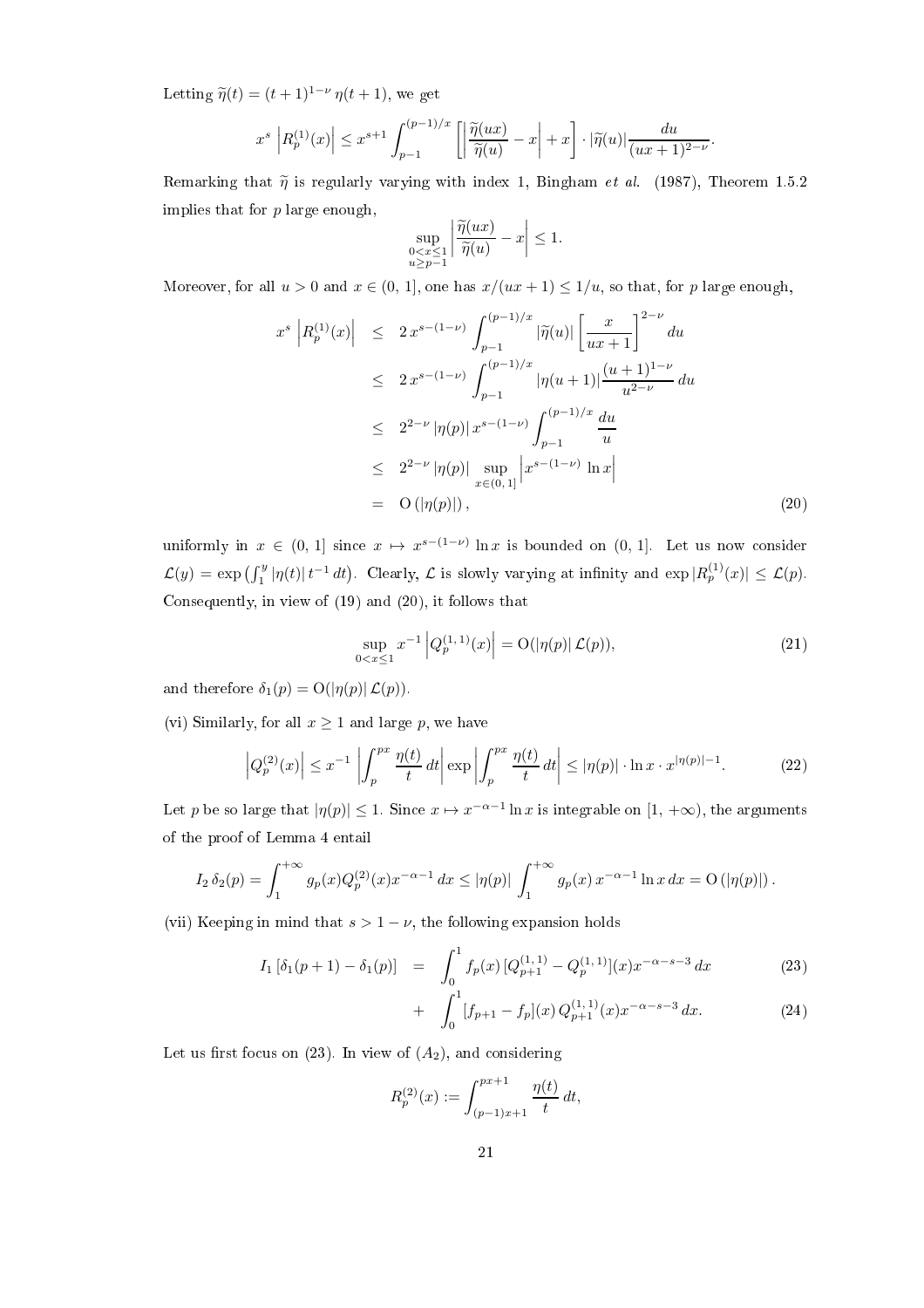Letting $\widetilde{\eta}(t) = (t+1)^{1-\nu}\,\eta(t+1)$, we get

$$x^s \left|R_p^{(1)}(x)\right| \leq x^{s+1} \int_{p-1}^{(p-1)/x} \left[\left|\frac{\widetilde{\eta}(ux)}{\widetilde{\eta}(u)} - x\right| + x\right] \cdot |\widetilde{\eta}(u)| \frac{du}{(ux+1)^{2-\nu}}.$$

Remarking that $\widetilde{\eta}$ is regularly varying with index 1, Bingham *et al.* (1987), Theorem 1.5.2 implies that for $p$ large enough,

$$\sup_{\substack{0<x\leq 1\\ u\geq p-1}} \left|\frac{\widetilde{\eta}(ux)}{\widetilde{\eta}(u)} - x\right| \leq 1.$$

Moreover, for all $u>0$ and $x \in (0,\,1]$, one has $x/(ux+1) \leq 1/u$, so that, for $p$ large enough,

$$\begin{aligned}
x^s \left|R_p^{(1)}(x)\right| &\leq 2\,x^{s-(1-\nu)} \int_{p-1}^{(p-1)/x} |\widetilde{\eta}(u)| \left[\frac{x}{ux+1}\right]^{2-\nu} du \\
&\leq 2\,x^{s-(1-\nu)} \int_{p-1}^{(p-1)/x} |\eta(u+1)| \frac{(u+1)^{1-\nu}}{u^{2-\nu}}\, du \\
&\leq 2^{2-\nu}\,|\eta(p)|\, x^{s-(1-\nu)} \int_{p-1}^{(p-1)/x} \frac{du}{u} \\
&\leq 2^{2-\nu}\,|\eta(p)| \sup_{x\in(0,\,1]} \left|x^{s-(1-\nu)}\,\ln x\right| \\
&= \mathrm{O}\left(|\eta(p)|\right),
\end{aligned} \tag{20}$$

uniformly in $x \in (0,\,1]$ since $x \mapsto x^{s-(1-\nu)}\ln x$ is bounded on $(0,\,1]$. Let us now consider $\mathcal{L}(y) = \exp\left(\int_1^y |\eta(t)|\,t^{-1}\,dt\right)$. Clearly, $\mathcal{L}$ is slowly varying at infinity and $\exp|R_p^{(1)}(x)| \leq \mathcal{L}(p)$. Consequently, in view of (19) and (20), it follows that

$$\sup_{0<x\leq 1} x^{-1} \left|Q_p^{(1,\,1)}(x)\right| = \mathrm{O}(|\eta(p)|\,\mathcal{L}(p)), \tag{21}$$

and therefore $\delta_1(p) = \mathrm{O}(|\eta(p)|\,\mathcal{L}(p))$.

(vi) Similarly, for all $x \geq 1$ and large $p$, we have

$$\left|Q_p^{(2)}(x)\right| \leq x^{-1} \left|\int_p^{px} \frac{\eta(t)}{t}\,dt\right| \exp\left|\int_p^{px} \frac{\eta(t)}{t}\,dt\right| \leq |\eta(p)| \cdot \ln x \cdot x^{|\eta(p)|-1}. \tag{22}$$

Let $p$ be so large that $|\eta(p)| \leq 1$. Since $x \mapsto x^{-\alpha-1}\ln x$ is integrable on $[1,\,+\infty)$, the arguments of the proof of Lemma 4 entail

$$I_2\,\delta_2(p) = \int_1^{+\infty} g_p(x) Q_p^{(2)}(x) x^{-\alpha-1}\,dx \leq |\eta(p)| \int_1^{+\infty} g_p(x)\,x^{-\alpha-1}\ln x\,dx = \mathrm{O}\left(|\eta(p)|\right).$$

(vii) Keeping in mind that $s > 1-\nu$, the following expansion holds

$$\begin{aligned}
I_1\left[\delta_1(p+1) - \delta_1(p)\right] &= \int_0^1 f_p(x)\,[Q_{p+1}^{(1,\,1)} - Q_p^{(1,\,1)}](x) x^{-\alpha-s-3}\,dx \qquad (23)\\
&+ \int_0^1 [f_{p+1} - f_p](x)\,Q_{p+1}^{(1,\,1)}(x) x^{-\alpha-s-3}\,dx. \qquad (24)
\end{aligned}$$

Let us first focus on (23). In view of $(A_2)$, and considering

$$R_p^{(2)}(x) := \int_{(p-1)x+1}^{px+1} \frac{\eta(t)}{t}\,dt,$$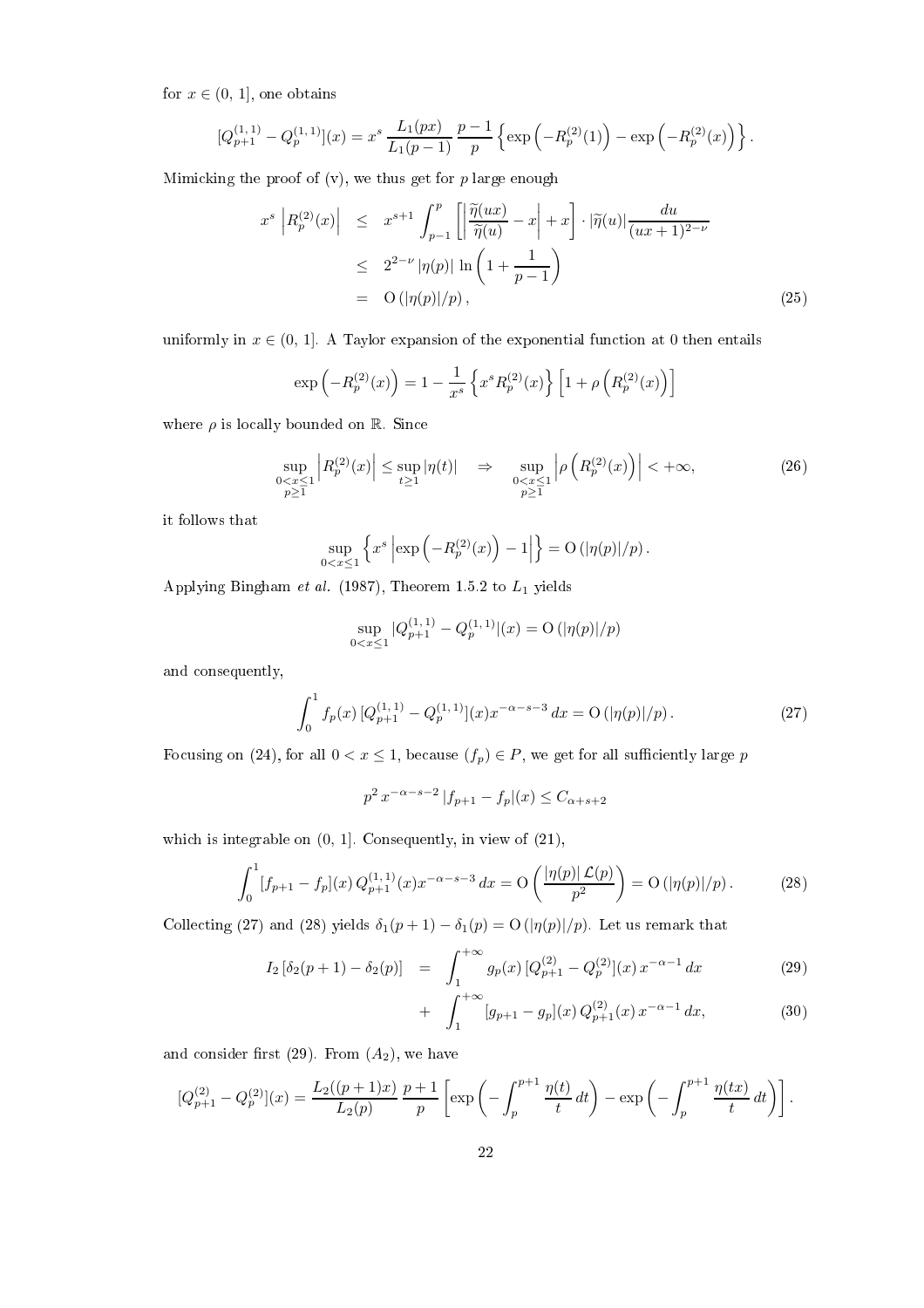for $x \in (0, 1]$, one obtains

$$[Q_{p+1}^{(1,1)} - Q_p^{(1,1)}](x) = x^s \frac{L_1(px)}{L_1(p-1)} \frac{p-1}{p} \left\{ \exp\left(-R_p^{(2)}(1)\right) - \exp\left(-R_p^{(2)}(x)\right) \right\}.$$

Mimicking the proof of (v), we thus get for $p$ large enough

$$\begin{aligned} x^s \left| R_p^{(2)}(x) \right| &\leq x^{s+1} \int_{p-1}^{p} \left[ \left| \frac{\widetilde{\eta}(ux)}{\widetilde{\eta}(u)} - x \right| + x \right] \cdot |\widetilde{\eta}(u)| \frac{du}{(ux+1)^{2-\nu}} \\ &\leq 2^{2-\nu} |\eta(p)| \ln\left(1 + \frac{1}{p-1}\right) \\ &= \mathrm{O}\left(|\eta(p)|/p\right), \end{aligned} \tag{25}$$

uniformly in $x \in (0, 1]$. A Taylor expansion of the exponential function at 0 then entails

$$\exp\left(-R_p^{(2)}(x)\right) = 1 - \frac{1}{x^s} \left\{ x^s R_p^{(2)}(x) \right\} \left[ 1 + \rho\left(R_p^{(2)}(x)\right) \right]$$

where $\rho$ is locally bounded on $\mathbb{R}$. Since

$$\sup_{\substack{0<x\leq 1 \\ p\geq 1}} \left| R_p^{(2)}(x) \right| \leq \sup_{t\geq 1} |\eta(t)| \quad \Rightarrow \quad \sup_{\substack{0<x\leq 1 \\ p\geq 1}} \left| \rho\left(R_p^{(2)}(x)\right) \right| < +\infty, \tag{26}$$

it follows that

$$\sup_{0<x\leq 1} \left\{ x^s \left| \exp\left(-R_p^{(2)}(x)\right) - 1 \right| \right\} = \mathrm{O}\left(|\eta(p)|/p\right).$$

Applying Bingham *et al.* (1987), Theorem 1.5.2 to $L_1$ yields

$$\sup_{0<x\leq 1} |Q_{p+1}^{(1,1)} - Q_p^{(1,1)}|(x) = \mathrm{O}\left(|\eta(p)|/p\right)$$

and consequently,

$$\int_0^1 f_p(x) \, [Q_{p+1}^{(1,1)} - Q_p^{(1,1)}](x) x^{-\alpha-s-3} \, dx = \mathrm{O}\left(|\eta(p)|/p\right). \tag{27}$$

Focusing on (24), for all $0 < x \leq 1$, because $(f_p) \in P$, we get for all sufficiently large $p$

$$p^2 \, x^{-\alpha-s-2} \, |f_{p+1} - f_p|(x) \leq C_{\alpha+s+2}$$

which is integrable on $(0, 1]$. Consequently, in view of (21),

$$\int_0^1 [f_{p+1} - f_p](x) \, Q_{p+1}^{(1,1)}(x) x^{-\alpha-s-3} \, dx = \mathrm{O}\left(\frac{|\eta(p)| \, \mathcal{L}(p)}{p^2}\right) = \mathrm{O}\left(|\eta(p)|/p\right). \tag{28}$$

Collecting (27) and (28) yields $\delta_1(p+1) - \delta_1(p) = \mathrm{O}\left(|\eta(p)|/p\right)$. Let us remark that

$$I_2 \left[\delta_2(p+1) - \delta_2(p)\right] = \int_1^{+\infty} g_p(x) \, [Q_{p+1}^{(2)} - Q_p^{(2)}](x) \, x^{-\alpha-1} \, dx \tag{29}$$

$$+ \int_1^{+\infty} [g_{p+1} - g_p](x) \, Q_{p+1}^{(2)}(x) \, x^{-\alpha-1} \, dx, \tag{30}$$

and consider first (29). From $(A_2)$, we have

$$[Q_{p+1}^{(2)} - Q_p^{(2)}](x) = \frac{L_2((p+1)x)}{L_2(p)} \frac{p+1}{p} \left[ \exp\left(-\int_p^{p+1} \frac{\eta(t)}{t} \, dt\right) - \exp\left(-\int_p^{p+1} \frac{\eta(tx)}{t} \, dt\right) \right].$$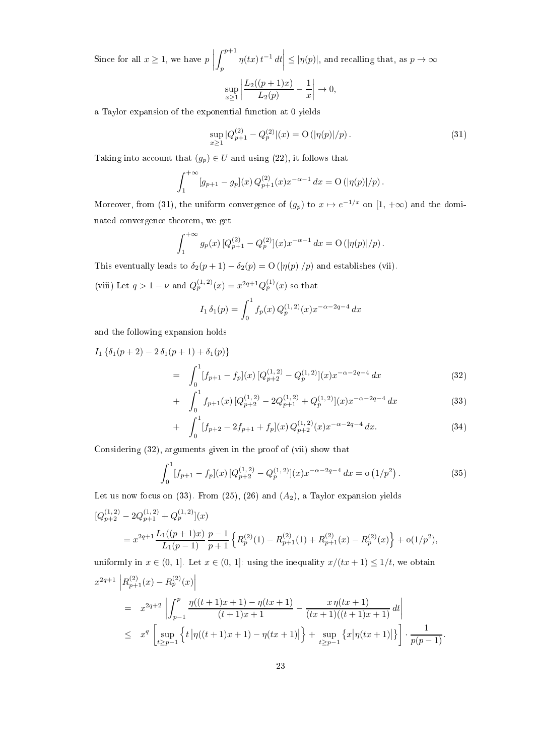Since for all $x \geq 1$, we have $p \left| \int_p^{p+1} \eta(tx)\, t^{-1}\, dt \right| \leq |\eta(p)|$, and recalling that, as $p \to \infty$

$$\sup_{x \geq 1} \left| \frac{L_2((p+1)x)}{L_2(p)} - \frac{1}{x} \right| \to 0,$$

a Taylor expansion of the exponential function at 0 yields

$$\sup_{x \geq 1} |Q_{p+1}^{(2)} - Q_p^{(2)}|(x) = \mathrm{O}\left(|\eta(p)|/p\right). \tag{31}$$

Taking into account that $(g_p) \in U$ and using (22), it follows that

$$\int_1^{+\infty} [g_{p+1} - g_p](x)\, Q_{p+1}^{(2)}(x) x^{-\alpha-1}\, dx = \mathrm{O}\left(|\eta(p)|/p\right).$$

Moreover, from (31), the uniform convergence of $(g_p)$ to $x \mapsto e^{-1/x}$ on $[1, +\infty)$ and the dominated convergence theorem, we get

$$\int_1^{+\infty} g_p(x)\, [Q_{p+1}^{(2)} - Q_p^{(2)}](x) x^{-\alpha-1}\, dx = \mathrm{O}\left(|\eta(p)|/p\right).$$

This eventually leads to $\delta_2(p+1) - \delta_2(p) = \mathrm{O}\left(|\eta(p)|/p\right)$ and establishes (vii).

(viii) Let $q > 1 - \nu$ and $Q_p^{(1,2)}(x) = x^{2q+1} Q_p^{(1)}(x)$ so that

$$I_1\, \delta_1(p) = \int_0^1 f_p(x)\, Q_p^{(1,2)}(x) x^{-\alpha-2q-4}\, dx$$

and the following expansion holds

$$
\begin{aligned}
&I_1 \left\{ \delta_1(p+2) - 2\,\delta_1(p+1) + \delta_1(p) \right\} \\
&\quad = \int_0^1 [f_{p+1} - f_p](x)\, [Q_{p+2}^{(1,2)} - Q_p^{(1,2)}](x) x^{-\alpha-2q-4}\, dx && (32) \\
&\quad + \int_0^1 f_{p+1}(x)\, [Q_{p+2}^{(1,2)} - 2Q_{p+1}^{(1,2)} + Q_p^{(1,2)}](x) x^{-\alpha-2q-4}\, dx && (33) \\
&\quad + \int_0^1 [f_{p+2} - 2f_{p+1} + f_p](x)\, Q_{p+2}^{(1,2)}(x) x^{-\alpha-2q-4}\, dx. && (34)
\end{aligned}
$$

Considering (32), arguments given in the proof of (vii) show that

$$\int_0^1 [f_{p+1} - f_p](x)\, [Q_{p+2}^{(1,2)} - Q_p^{(1,2)}](x) x^{-\alpha-2q-4}\, dx = \mathrm{o}\left(1/p^2\right). \tag{35}$$

Let us now focus on (33). From (25), (26) and $(A_2)$, a Taylor expansion yields

$$
\begin{aligned}
&[Q_{p+2}^{(1,2)} - 2Q_{p+1}^{(1,2)} + Q_p^{(1,2)}](x) \\
&= x^{2q+1} \frac{L_1((p+1)x)}{L_1(p-1)}\, \frac{p-1}{p+1} \left\{ R_p^{(2)}(1) - R_{p+1}^{(2)}(1) + R_{p+1}^{(2)}(x) - R_p^{(2)}(x) \right\} + \mathrm{o}(1/p^2),
\end{aligned}
$$

uniformly in $x \in (0, 1]$. Let $x \in (0, 1]$: using the inequality $x/(tx+1) \leq 1/t$, we obtain

$$
\begin{aligned}
&x^{2q+1} \left| R_{p+1}^{(2)}(x) - R_p^{(2)}(x) \right| \\
&\quad = x^{2q+2} \left| \int_{p-1}^{p} \frac{\eta((t+1)x+1) - \eta(tx+1)}{(t+1)x+1} - \frac{x\, \eta(tx+1)}{(tx+1)((t+1)x+1)}\, dt \right| \\
&\quad \leq x^q \left[ \sup_{t \geq p-1} \left\{ t \left| \eta((t+1)x+1) - \eta(tx+1) \right| \right\} + \sup_{t \geq p-1} \left\{ x \left| \eta(tx+1) \right| \right\} \right] \cdot \frac{1}{p(p-1)}.
\end{aligned}
$$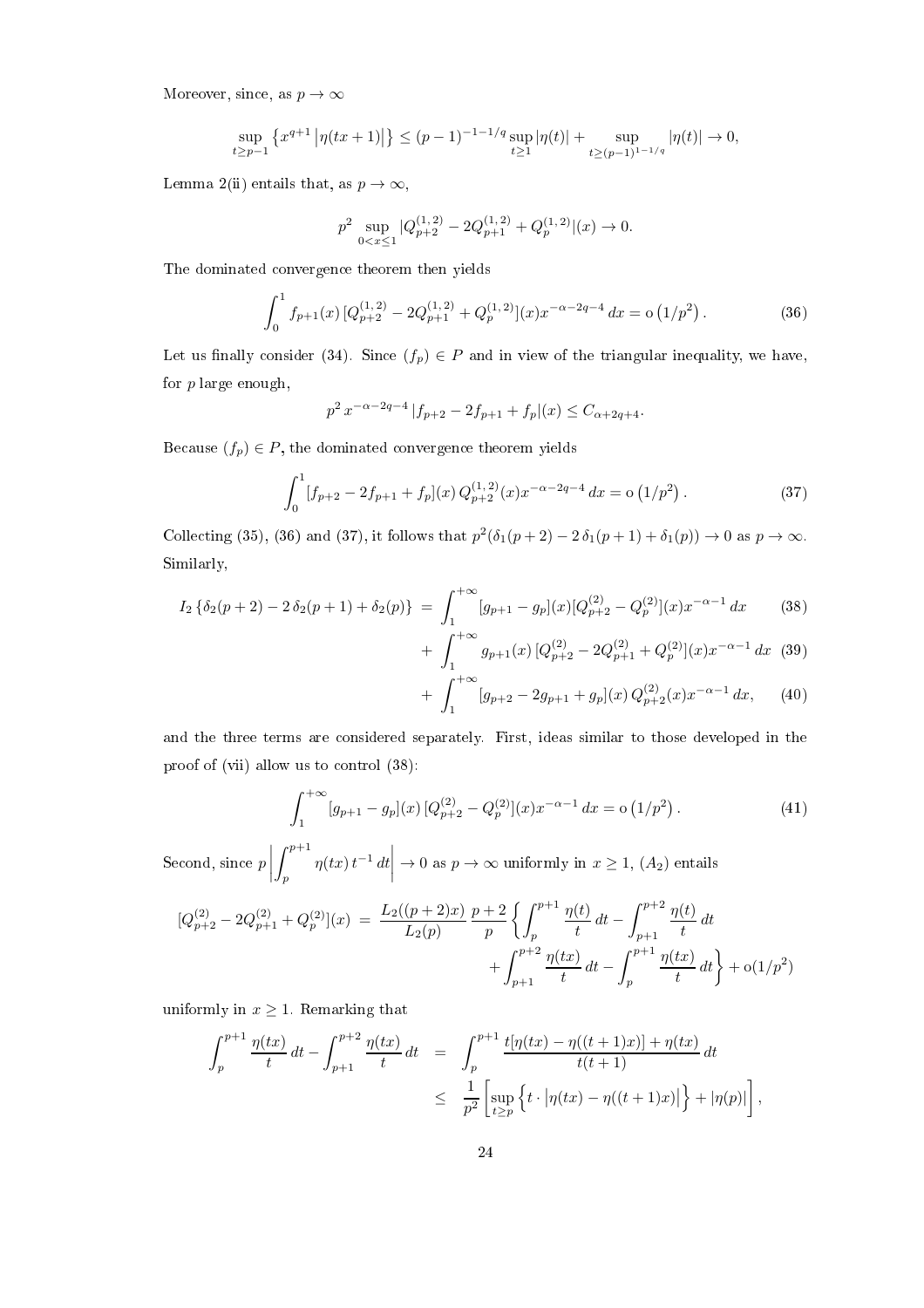Moreover, since, as $p \to \infty$

$$\sup_{t \geq p-1} \left\{ x^{q+1} \left| \eta(tx+1) \right| \right\} \leq (p-1)^{-1-1/q} \sup_{t \geq 1} |\eta(t)| + \sup_{t \geq (p-1)^{1-1/q}} |\eta(t)| \to 0,$$

Lemma 2(ii) entails that, as $p \to \infty$,

$$p^2 \sup_{0 < x \leq 1} |Q_{p+2}^{(1,2)} - 2Q_{p+1}^{(1,2)} + Q_p^{(1,2)}|(x) \to 0.$$

The dominated convergence theorem then yields

$$\int_0^1 f_{p+1}(x) \, [Q_{p+2}^{(1,2)} - 2Q_{p+1}^{(1,2)} + Q_p^{(1,2)}](x) x^{-\alpha-2q-4} \, dx = \mathrm{o}\left(1/p^2\right). \tag{36}$$

Let us finally consider (34). Since $(f_p) \in P$ and in view of the triangular inequality, we have, for $p$ large enough,

$$p^2 \, x^{-\alpha-2q-4} \, |f_{p+2} - 2f_{p+1} + f_p|(x) \leq C_{\alpha+2q+4}.$$

Because $(f_p) \in P$, the dominated convergence theorem yields

$$\int_0^1 [f_{p+2} - 2f_{p+1} + f_p](x) \, Q_{p+2}^{(1,2)}(x) x^{-\alpha-2q-4} \, dx = \mathrm{o}\left(1/p^2\right). \tag{37}$$

Collecting (35), (36) and (37), it follows that $p^2(\delta_1(p+2) - 2\,\delta_1(p+1) + \delta_1(p)) \to 0$ as $p \to \infty$. Similarly,

$$\begin{aligned}
I_2 \left\{ \delta_2(p+2) - 2\,\delta_2(p+1) + \delta_2(p) \right\} &= \int_1^{+\infty} [g_{p+1} - g_p](x) [Q_{p+2}^{(2)} - Q_p^{(2)}](x) x^{-\alpha-1} \, dx & (38) \\
&+ \int_1^{+\infty} g_{p+1}(x) \, [Q_{p+2}^{(2)} - 2Q_{p+1}^{(2)} + Q_p^{(2)}](x) x^{-\alpha-1} \, dx & (39) \\
&+ \int_1^{+\infty} [g_{p+2} - 2g_{p+1} + g_p](x) \, Q_{p+2}^{(2)}(x) x^{-\alpha-1} \, dx, & (40)
\end{aligned}$$

and the three terms are considered separately. First, ideas similar to those developed in the proof of (vii) allow us to control (38):

$$\int_1^{+\infty} [g_{p+1} - g_p](x) \, [Q_{p+2}^{(2)} - Q_p^{(2)}](x) x^{-\alpha-1} \, dx = \mathrm{o}\left(1/p^2\right). \tag{41}$$

Second, since $p \left| \int_p^{p+1} \eta(tx) \, t^{-1} \, dt \right| \to 0$ as $p \to \infty$ uniformly in $x \geq 1$, $(A_2)$ entails

$$\begin{aligned}
[Q_{p+2}^{(2)} - 2Q_{p+1}^{(2)} + Q_p^{(2)}](x) &= \frac{L_2((p+2)x)}{L_2(p)} \, \frac{p+2}{p} \left\{ \int_p^{p+1} \frac{\eta(t)}{t} \, dt - \int_{p+1}^{p+2} \frac{\eta(t)}{t} \, dt \right. \\
&\left. + \int_{p+1}^{p+2} \frac{\eta(tx)}{t} \, dt - \int_p^{p+1} \frac{\eta(tx)}{t} \, dt \right\} + \mathrm{o}(1/p^2)
\end{aligned}$$

uniformly in $x \geq 1$. Remarking that

$$\begin{aligned}
\int_p^{p+1} \frac{\eta(tx)}{t} \, dt - \int_{p+1}^{p+2} \frac{\eta(tx)}{t} \, dt &= \int_p^{p+1} \frac{t[\eta(tx) - \eta((t+1)x)] + \eta(tx)}{t(t+1)} \, dt \\
&\leq \frac{1}{p^2} \left[ \sup_{t \geq p} \left\{ t \cdot \left| \eta(tx) - \eta((t+1)x) \right| \right\} + |\eta(p)| \right],
\end{aligned}$$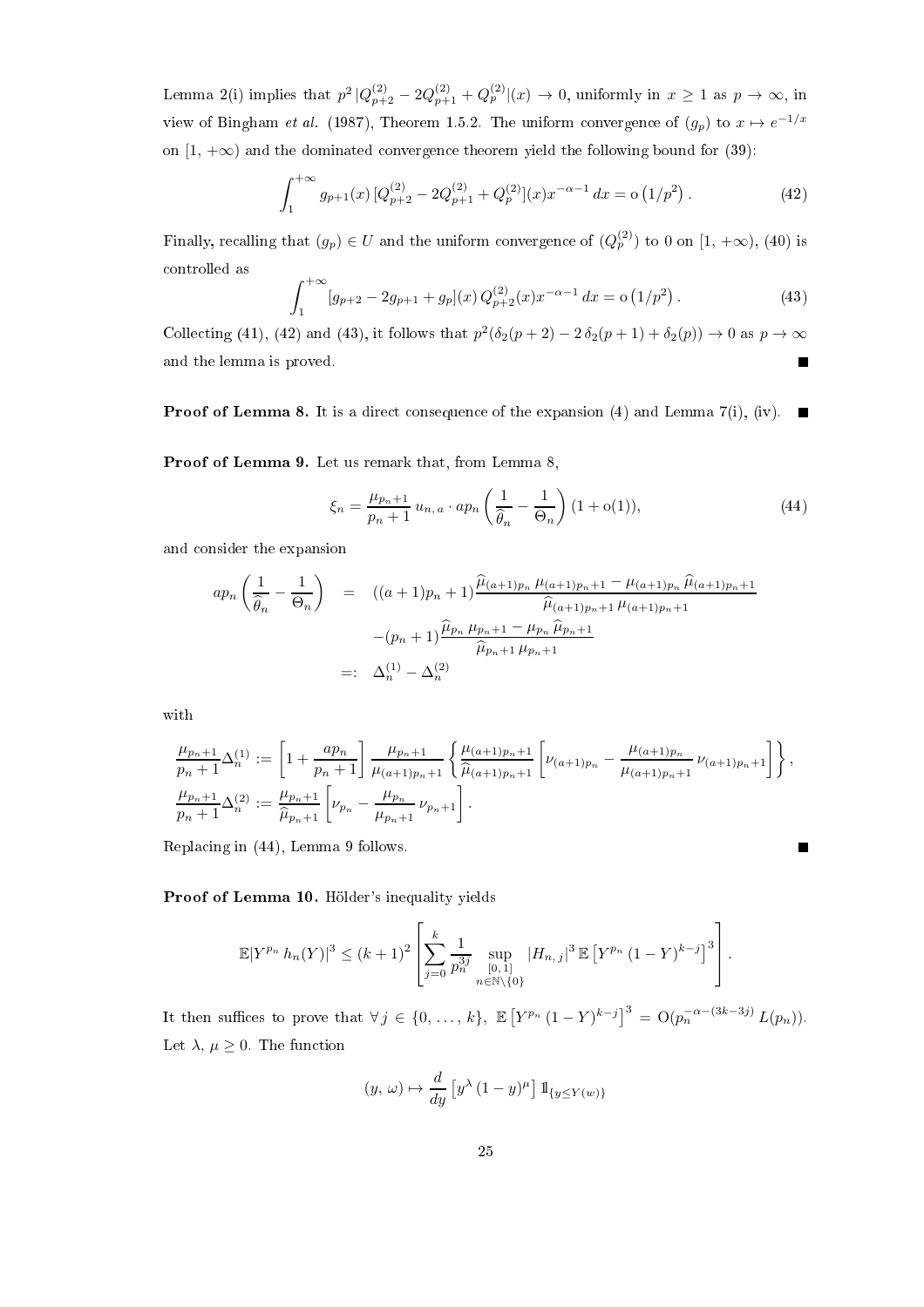Lemma 2(i) implies that $p^2 |Q^{(2)}_{p+2} - 2Q^{(2)}_{p+1} + Q^{(2)}_p|(x) \to 0$, uniformly in $x \geq 1$ as $p \to \infty$, in view of Bingham *et al.* (1987), Theorem 1.5.2. The uniform convergence of $(g_p)$ to $x \mapsto e^{-1/x}$ on $[1, +\infty)$ and the dominated convergence theorem yield the following bound for (39):

$$\int_1^{+\infty} g_{p+1}(x) \, [Q^{(2)}_{p+2} - 2Q^{(2)}_{p+1} + Q^{(2)}_p](x) x^{-\alpha-1} \, dx = \mathrm{o}\left(1/p^2\right). \tag{42}$$

Finally, recalling that $(g_p) \in U$ and the uniform convergence of $(Q^{(2)}_p)$ to 0 on $[1, +\infty)$, (40) is controlled as

$$\int_1^{+\infty} [g_{p+2} - 2g_{p+1} + g_p](x) \, Q^{(2)}_{p+2}(x) x^{-\alpha-1} \, dx = \mathrm{o}\left(1/p^2\right). \tag{43}$$

Collecting (41), (42) and (43), it follows that $p^2(\delta_2(p+2) - 2\,\delta_2(p+1) + \delta_2(p)) \to 0$ as $p \to \infty$ and the lemma is proved. ■

**Proof of Lemma 8.** It is a direct consequence of the expansion (4) and Lemma 7(i), (iv). ■

**Proof of Lemma 9.** Let us remark that, from Lemma 8,

$$\xi_n = \frac{\mu_{p_n+1}}{p_n+1} \, u_{n,\,a} \cdot ap_n \left( \frac{1}{\widehat{\theta}_n} - \frac{1}{\Theta_n} \right) (1 + \mathrm{o}(1)), \tag{44}$$

and consider the expansion

$$\begin{aligned} ap_n \left( \frac{1}{\widehat{\theta}_n} - \frac{1}{\Theta_n} \right) &= ((a+1)p_n + 1) \frac{\widehat{\mu}_{(a+1)p_n} \, \mu_{(a+1)p_n+1} - \mu_{(a+1)p_n} \, \widehat{\mu}_{(a+1)p_n+1}}{\widehat{\mu}_{(a+1)p_n+1} \, \mu_{(a+1)p_n+1}} \\ &\quad - (p_n+1) \frac{\widehat{\mu}_{p_n} \, \mu_{p_n+1} - \mu_{p_n} \, \widehat{\mu}_{p_n+1}}{\widehat{\mu}_{p_n+1} \, \mu_{p_n+1}} \\ &=: \Delta^{(1)}_n - \Delta^{(2)}_n \end{aligned}$$

with

$$\begin{aligned} \frac{\mu_{p_n+1}}{p_n+1} \Delta^{(1)}_n &:= \left[ 1 + \frac{ap_n}{p_n+1} \right] \frac{\mu_{p_n+1}}{\mu_{(a+1)p_n+1}} \left\{ \frac{\mu_{(a+1)p_n+1}}{\widehat{\mu}_{(a+1)p_n+1}} \left[ \nu_{(a+1)p_n} - \frac{\mu_{(a+1)p_n}}{\mu_{(a+1)p_n+1}} \, \nu_{(a+1)p_n+1} \right] \right\}, \\ \frac{\mu_{p_n+1}}{p_n+1} \Delta^{(2)}_n &:= \frac{\mu_{p_n+1}}{\widehat{\mu}_{p_n+1}} \left[ \nu_{p_n} - \frac{\mu_{p_n}}{\mu_{p_n+1}} \, \nu_{p_n+1} \right]. \end{aligned}$$

Replacing in (44), Lemma 9 follows. ■

**Proof of Lemma 10.** Hölder's inequality yields

$$\mathbb{E}|Y^{p_n} \, h_n(Y)|^3 \leq (k+1)^2 \left[ \sum_{j=0}^{k} \frac{1}{p_n^{3j}} \sup_{\substack{[0,\,1] \\ n \in \mathbb{N} \setminus \{0\}}} |H_{n,\,j}|^3 \, \mathbb{E}\left[Y^{p_n} \, (1-Y)^{k-j}\right]^3 \right].$$

It then suffices to prove that $\forall\, j \in \{0, \ldots, k\}$, $\mathbb{E}\left[Y^{p_n} \, (1-Y)^{k-j}\right]^3 = \mathrm{O}(p_n^{-\alpha-(3k-3j)} \, L(p_n))$. Let $\lambda, \mu \geq 0$. The function

$$(y, \omega) \mapsto \frac{d}{dy} \left[ y^{\lambda} \, (1-y)^{\mu} \right] \mathbb{1}_{\{y \leq Y(\omega)\}}$$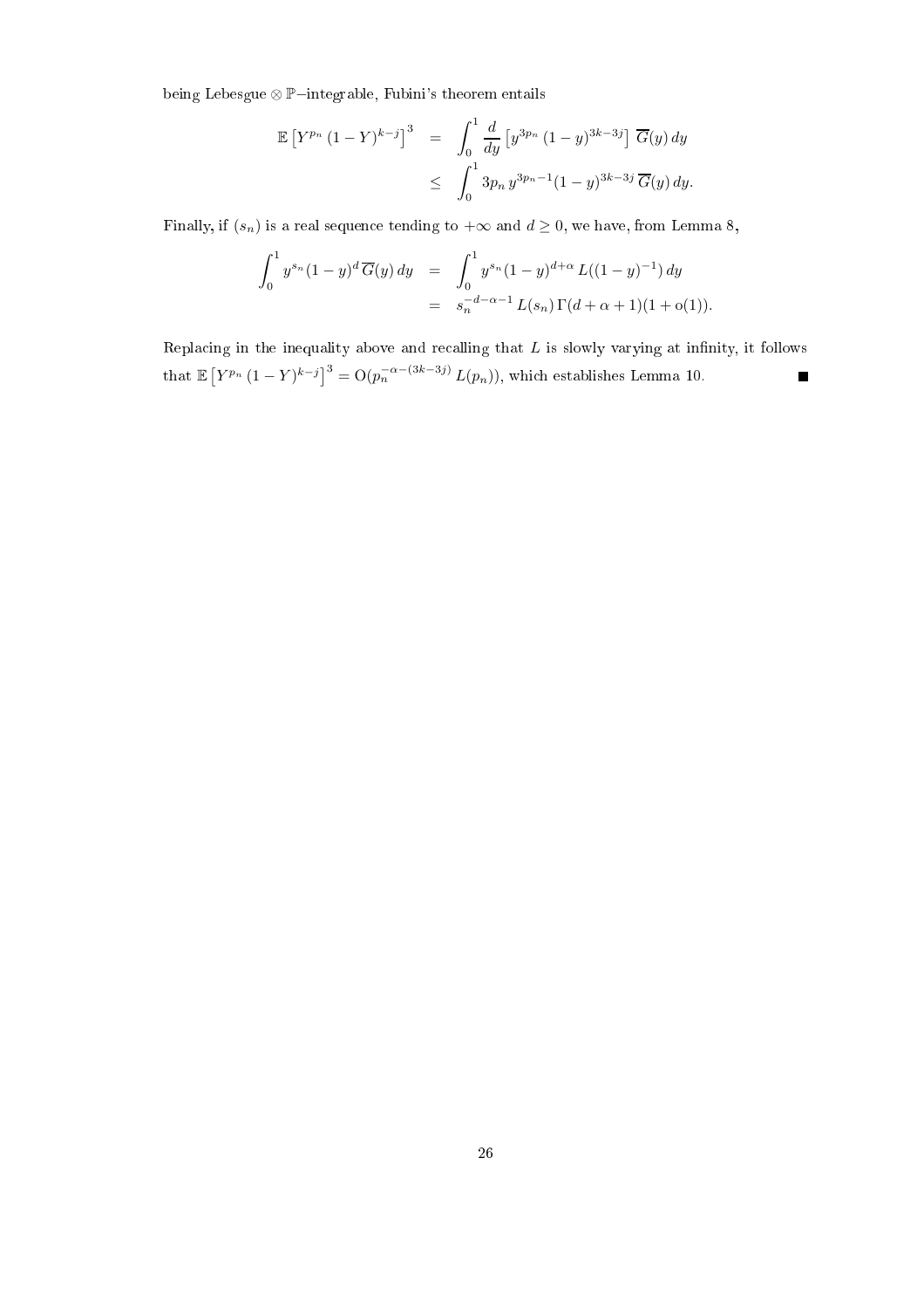being Lebesgue $\otimes\,\mathbb{P}$−integrable, Fubini's theorem entails

$$
\begin{aligned}
\mathbb{E}\left[Y^{p_n}\,(1-Y)^{k-j}\right]^3 &= \int_0^1 \frac{d}{dy}\left[y^{3p_n}\,(1-y)^{3k-3j}\right]\overline{G}(y)\,dy \\
&\leq \int_0^1 3p_n\, y^{3p_n-1}(1-y)^{3k-3j}\,\overline{G}(y)\,dy.
\end{aligned}
$$

Finally, if $(s_n)$ is a real sequence tending to $+\infty$ and $d \geq 0$, we have, from Lemma 8,

$$
\begin{aligned}
\int_0^1 y^{s_n}(1-y)^d\,\overline{G}(y)\,dy &= \int_0^1 y^{s_n}(1-y)^{d+\alpha}\,L((1-y)^{-1})\,dy \\
&= s_n^{-d-\alpha-1}\,L(s_n)\,\Gamma(d+\alpha+1)(1+\mathrm{o}(1)).
\end{aligned}
$$

Replacing in the inequality above and recalling that $L$ is slowly varying at infinity, it follows that $\mathbb{E}\left[Y^{p_n}\,(1-Y)^{k-j}\right]^3 = \mathrm{O}(p_n^{-\alpha-(3k-3j)}\,L(p_n))$, which establishes Lemma 10. ■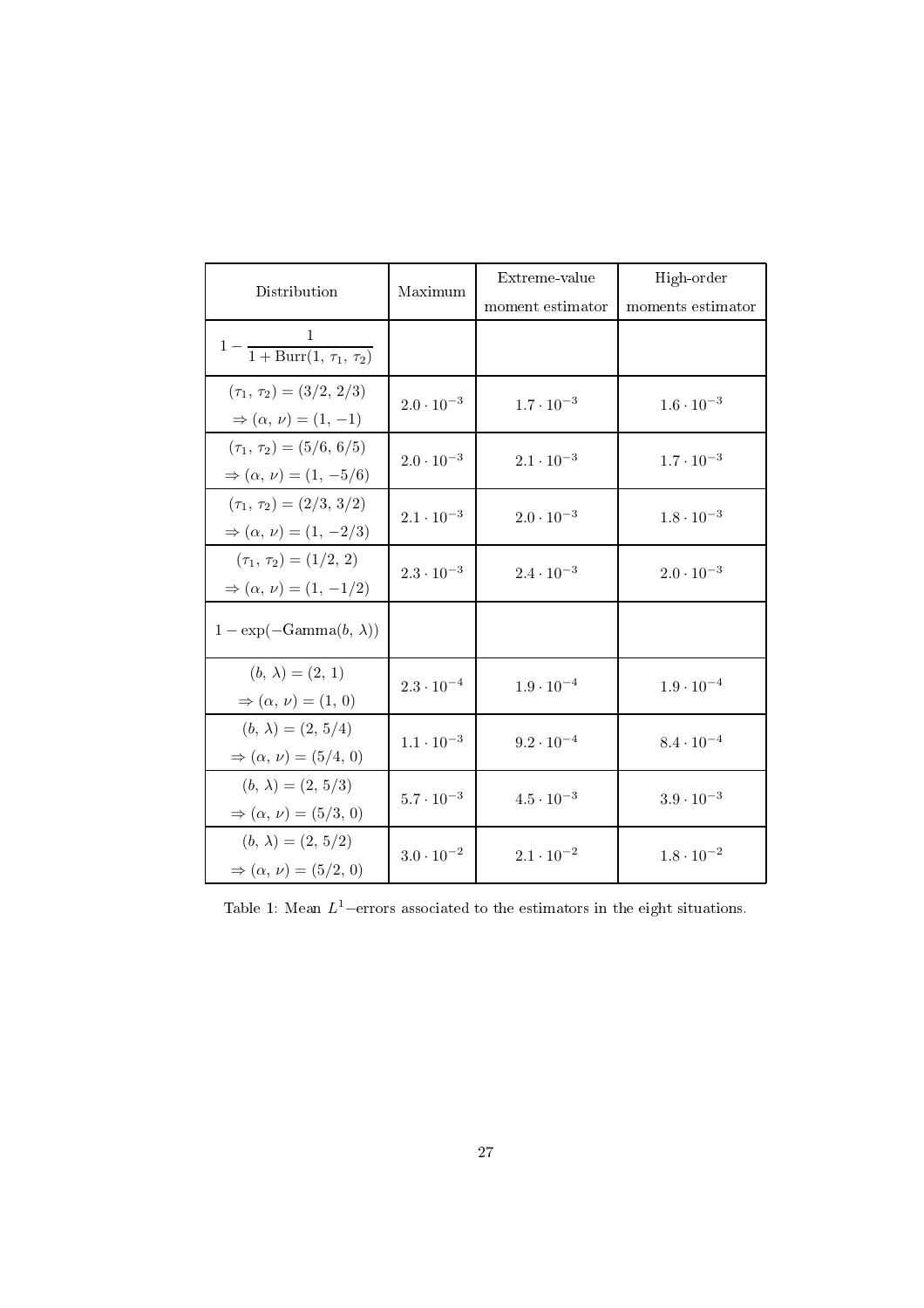| Distribution | Maximum | Extreme-value moment estimator | High-order moments estimator |
|---|---|---|---|
| $1 - \dfrac{1}{1 + \text{Burr}(1,\, \tau_1,\, \tau_2)}$ | | | |
| $(\tau_1,\, \tau_2) = (3/2,\, 2/3)$ $\Rightarrow (\alpha,\, \nu) = (1,\, -1)$ | $2.0 \cdot 10^{-3}$ | $1.7 \cdot 10^{-3}$ | $1.6 \cdot 10^{-3}$ |
| $(\tau_1,\, \tau_2) = (5/6,\, 6/5)$ $\Rightarrow (\alpha,\, \nu) = (1,\, -5/6)$ | $2.0 \cdot 10^{-3}$ | $2.1 \cdot 10^{-3}$ | $1.7 \cdot 10^{-3}$ |
| $(\tau_1,\, \tau_2) = (2/3,\, 3/2)$ $\Rightarrow (\alpha,\, \nu) = (1,\, -2/3)$ | $2.1 \cdot 10^{-3}$ | $2.0 \cdot 10^{-3}$ | $1.8 \cdot 10^{-3}$ |
| $(\tau_1,\, \tau_2) = (1/2,\, 2)$ $\Rightarrow (\alpha,\, \nu) = (1,\, -1/2)$ | $2.3 \cdot 10^{-3}$ | $2.4 \cdot 10^{-3}$ | $2.0 \cdot 10^{-3}$ |
| $1 - \exp(-\text{Gamma}(b,\, \lambda))$ | | | |
| $(b,\, \lambda) = (2,\, 1)$ $\Rightarrow (\alpha,\, \nu) = (1,\, 0)$ | $2.3 \cdot 10^{-4}$ | $1.9 \cdot 10^{-4}$ | $1.9 \cdot 10^{-4}$ |
| $(b,\, \lambda) = (2,\, 5/4)$ $\Rightarrow (\alpha,\, \nu) = (5/4,\, 0)$ | $1.1 \cdot 10^{-3}$ | $9.2 \cdot 10^{-4}$ | $8.4 \cdot 10^{-4}$ |
| $(b,\, \lambda) = (2,\, 5/3)$ $\Rightarrow (\alpha,\, \nu) = (5/3,\, 0)$ | $5.7 \cdot 10^{-3}$ | $4.5 \cdot 10^{-3}$ | $3.9 \cdot 10^{-3}$ |
| $(b,\, \lambda) = (2,\, 5/2)$ $\Rightarrow (\alpha,\, \nu) = (5/2,\, 0)$ | $3.0 \cdot 10^{-2}$ | $2.1 \cdot 10^{-2}$ | $1.8 \cdot 10^{-2}$ |

Table 1: Mean $L^1-$errors associated to the estimators in the eight situations.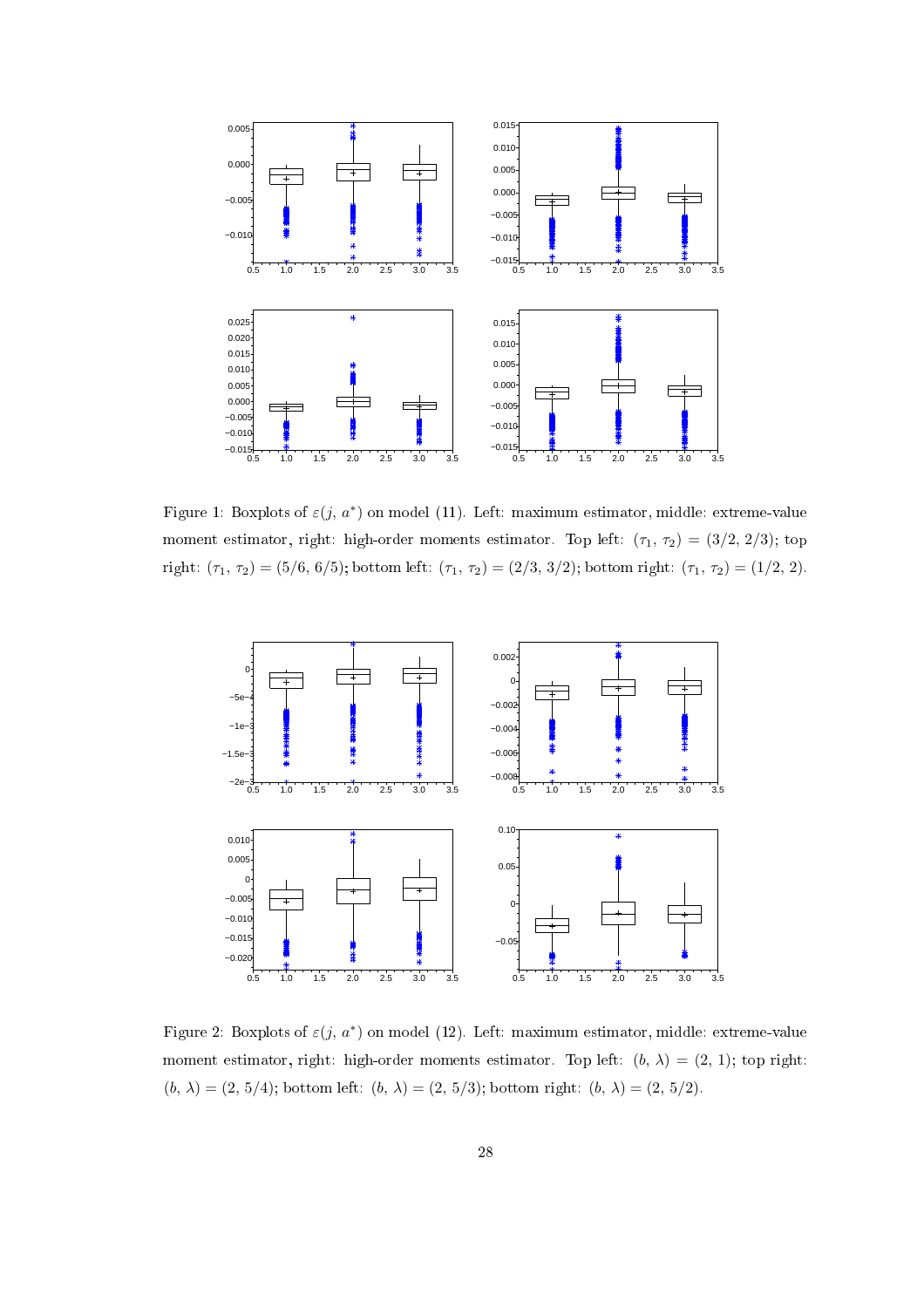Figure 1: Boxplots of $\varepsilon(j, a^*)$ on model (11). Left: maximum estimator, middle: extreme-value moment estimator, right: high-order moments estimator. Top left: $(\tau_1, \tau_2) = (3/2, 2/3)$; top right: $(\tau_1, \tau_2) = (5/6, 6/5)$; bottom left: $(\tau_1, \tau_2) = (2/3, 3/2)$; bottom right: $(\tau_1, \tau_2) = (1/2, 2)$.

Figure 2: Boxplots of $\varepsilon(j, a^*)$ on model (12). Left: maximum estimator, middle: extreme-value moment estimator, right: high-order moments estimator. Top left: $(b, \lambda) = (2, 1)$; top right: $(b, \lambda) = (2, 5/4)$; bottom left: $(b, \lambda) = (2, 5/3)$; bottom right: $(b, \lambda) = (2, 5/2)$.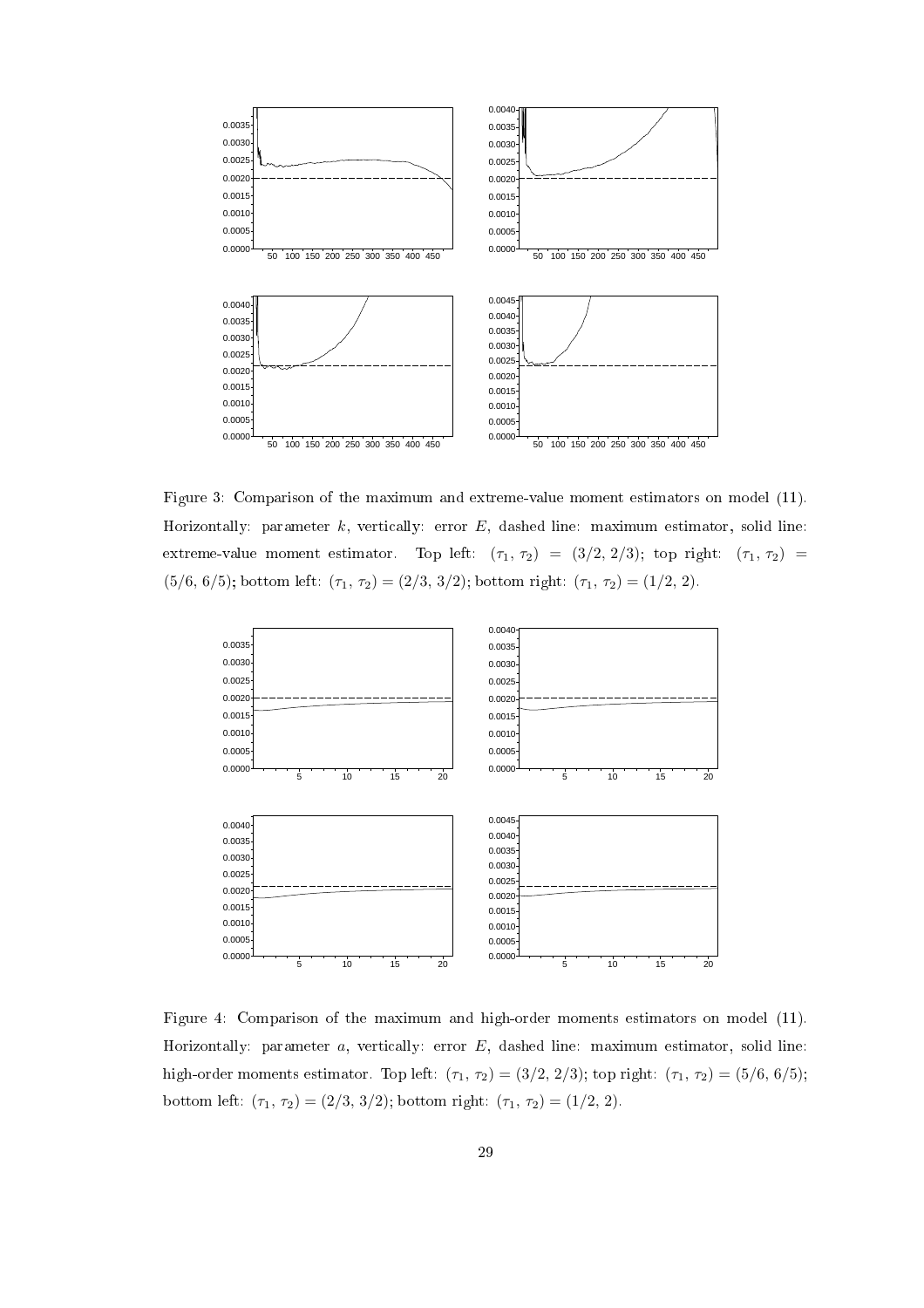Figure 3: Comparison of the maximum and extreme-value moment estimators on model (11). Horizontally: parameter $k$, vertically: error $E$, dashed line: maximum estimator, solid line: extreme-value moment estimator. Top left: $(\tau_1, \tau_2) = (3/2, 2/3)$; top right: $(\tau_1, \tau_2) = (5/6, 6/5)$; bottom left: $(\tau_1, \tau_2) = (2/3, 3/2)$; bottom right: $(\tau_1, \tau_2) = (1/2, 2)$.

Figure 4: Comparison of the maximum and high-order moments estimators on model (11). Horizontally: parameter $a$, vertically: error $E$, dashed line: maximum estimator, solid line: high-order moments estimator. Top left: $(\tau_1, \tau_2) = (3/2, 2/3)$; top right: $(\tau_1, \tau_2) = (5/6, 6/5)$; bottom left: $(\tau_1, \tau_2) = (2/3, 3/2)$; bottom right: $(\tau_1, \tau_2) = (1/2, 2)$.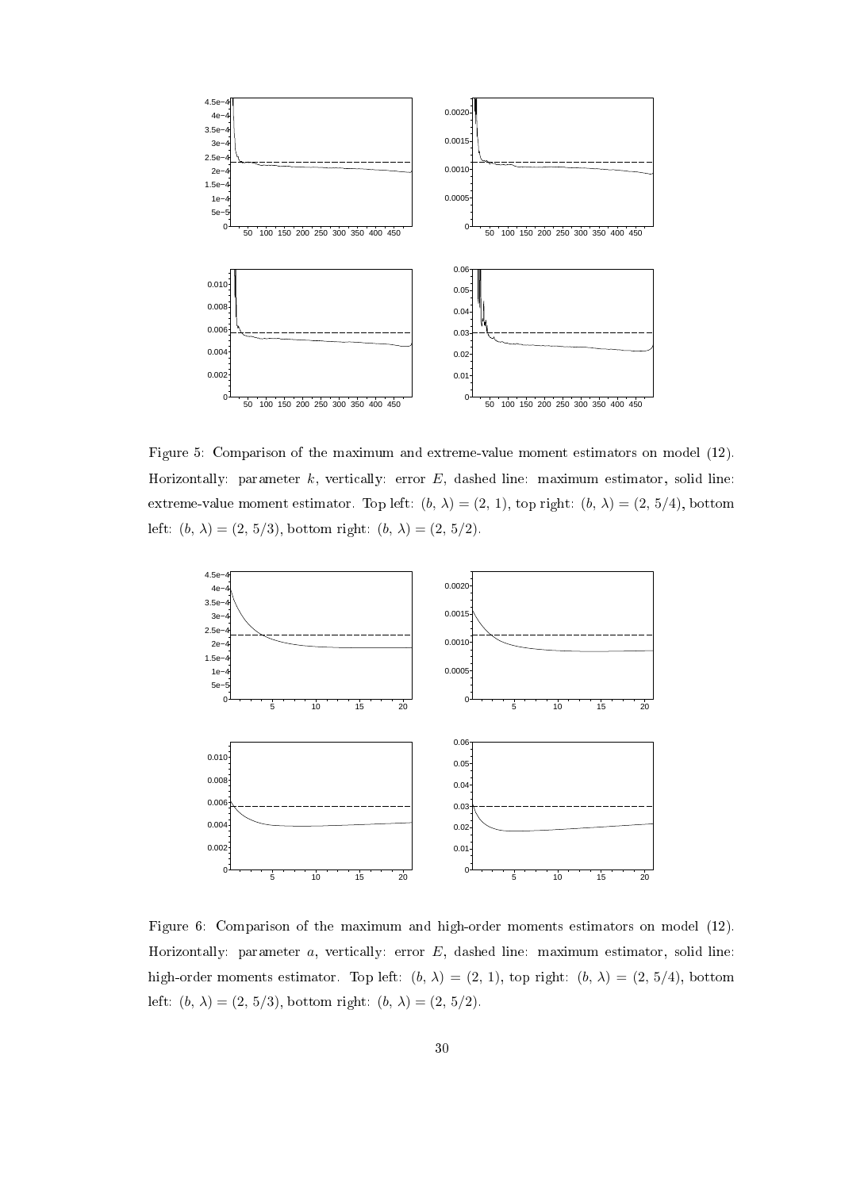4.5e−4
4e−4
3.5e−4
3e−4
2.5e−4
2e−4
1.5e−4
1e−4
5e−5
0
50 100 150 200 250 300 350 400 450

0.0020
0.0015
0.0010
0.0005
0
50 100 150 200 250 300 350 400 450

0.010
0.008
0.006
0.004
0.002
0
50 100 150 200 250 300 350 400 450

0.06
0.05
0.04
0.03
0.02
0.01
0
50 100 150 200 250 300 350 400 450

Figure 5: Comparison of the maximum and extreme-value moment estimators on model (12). Horizontally: parameter $k$, vertically: error $E$, dashed line: maximum estimator, solid line: extreme-value moment estimator. Top left: $(b, \lambda) = (2, 1)$, top right: $(b, \lambda) = (2, 5/4)$, bottom left: $(b, \lambda) = (2, 5/3)$, bottom right: $(b, \lambda) = (2, 5/2)$.

4.5e−4
4e−4
3.5e−4
3e−4
2.5e−4
2e−4
1.5e−4
1e−4
5e−5
0
5 10 15 20

0.0020
0.0015
0.0010
0.0005
0
5 10 15 20

0.010
0.008
0.006
0.004
0.002
0
5 10 15 20

0.06
0.05
0.04
0.03
0.02
0.01
0
5 10 15 20

Figure 6: Comparison of the maximum and high-order moments estimators on model (12). Horizontally: parameter $a$, vertically: error $E$, dashed line: maximum estimator, solid line: high-order moments estimator. Top left: $(b, \lambda) = (2, 1)$, top right: $(b, \lambda) = (2, 5/4)$, bottom left: $(b, \lambda) = (2, 5/3)$, bottom right: $(b, \lambda) = (2, 5/2)$.